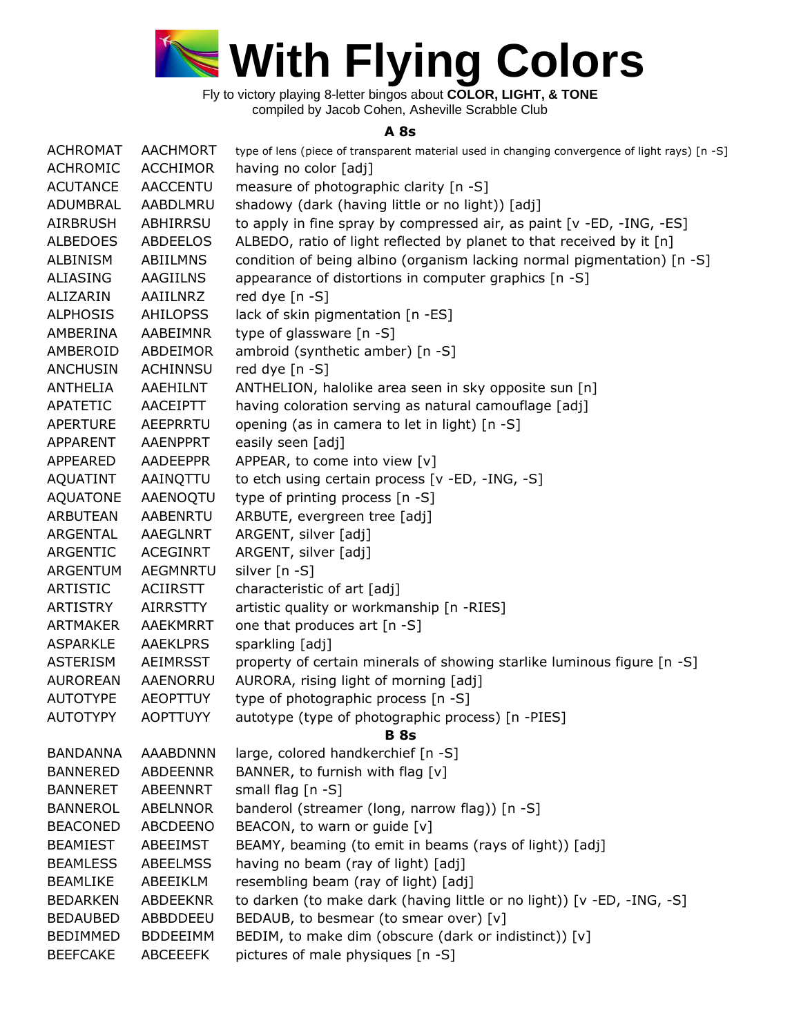# With Flying Colors

Fly to victory playing 8-letter bingos about **COLOR, LIGHT, & TONE**
compiled by Jacob Cohen, Asheville Scrabble Club

### A 8s

| | | |
|---|---|---|
| ACHROMAT | AACHMORT | type of lens (piece of transparent material used in changing convergence of light rays) [n -S] |
| ACHROMIC | ACCHIMOR | having no color [adj] |
| ACUTANCE | AACCENTU | measure of photographic clarity [n -S] |
| ADUMBRAL | AABDLMRU | shadowy (dark (having little or no light)) [adj] |
| AIRBRUSH | ABHIRRSU | to apply in fine spray by compressed air, as paint [v -ED, -ING, -ES] |
| ALBEDOES | ABDEELOS | ALBEDO, ratio of light reflected by planet to that received by it [n] |
| ALBINISM | ABIILMNS | condition of being albino (organism lacking normal pigmentation) [n -S] |
| ALIASING | AAGIILNS | appearance of distortions in computer graphics [n -S] |
| ALIZARIN | AAIILNRZ | red dye [n -S] |
| ALPHOSIS | AHILOPSS | lack of skin pigmentation [n -ES] |
| AMBERINA | AABEIMNR | type of glassware [n -S] |
| AMBEROID | ABDEIMOR | ambroid (synthetic amber) [n -S] |
| ANCHUSIN | ACHINNSU | red dye [n -S] |
| ANTHELIA | AAEHILNT | ANTHELION, halolike area seen in sky opposite sun [n] |
| APATETIC | AACEIPTT | having coloration serving as natural camouflage [adj] |
| APERTURE | AEEPRRTU | opening (as in camera to let in light) [n -S] |
| APPARENT | AAENPPRT | easily seen [adj] |
| APPEARED | AADEEPPR | APPEAR, to come into view [v] |
| AQUATINT | AAINQTTU | to etch using certain process [v -ED, -ING, -S] |
| AQUATONE | AAENOQTU | type of printing process [n -S] |
| ARBUTEAN | AABENRTU | ARBUTE, evergreen tree [adj] |
| ARGENTAL | AAEGLNRT | ARGENT, silver [adj] |
| ARGENTIC | ACEGINRT | ARGENT, silver [adj] |
| ARGENTUM | AEGMNRTU | silver [n -S] |
| ARTISTIC | ACIIRSTT | characteristic of art [adj] |
| ARTISTRY | AIRRSTTY | artistic quality or workmanship [n -RIES] |
| ARTMAKER | AAEKMRRT | one that produces art [n -S] |
| ASPARKLE | AAEKLPRS | sparkling [adj] |
| ASTERISM | AEIMRSST | property of certain minerals of showing starlike luminous figure [n -S] |
| AUROREAN | AAENORRU | AURORA, rising light of morning [adj] |
| AUTOTYPE | AEOPTTUY | type of photographic process [n -S] |
| AUTOTYPY | AOPTTUYY | autotype (type of photographic process) [n -PIES] |

### B 8s

| | | |
|---|---|---|
| BANDANNA | AAABDNNN | large, colored handkerchief [n -S] |
| BANNERED | ABDEENNR | BANNER, to furnish with flag [v] |
| BANNERET | ABEENNRT | small flag [n -S] |
| BANNEROL | ABELNNOR | banderol (streamer (long, narrow flag)) [n -S] |
| BEACONED | ABCDEENO | BEACON, to warn or guide [v] |
| BEAMIEST | ABEEIMST | BEAMY, beaming (to emit in beams (rays of light)) [adj] |
| BEAMLESS | ABEELMSS | having no beam (ray of light) [adj] |
| BEAMLIKE | ABEEIKLM | resembling beam (ray of light) [adj] |
| BEDARKEN | ABDEEKNR | to darken (to make dark (having little or no light)) [v -ED, -ING, -S] |
| BEDAUBED | ABBDDEEU | BEDAUB, to besmear (to smear over) [v] |
| BEDIMMED | BDDEEIMM | BEDIM, to make dim (obscure (dark or indistinct)) [v] |
| BEEFCAKE | ABCEEEFK | pictures of male physiques [n -S] |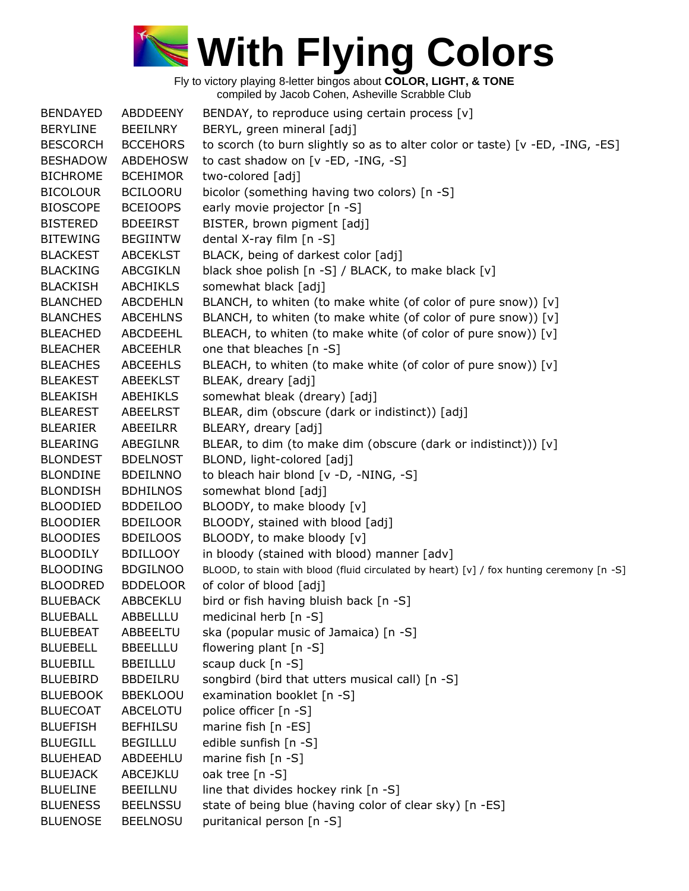# With Flying Colors

Fly to victory playing 8-letter bingos about **COLOR, LIGHT, & TONE**
compiled by Jacob Cohen, Asheville Scrabble Club

| | | |
|---|---|---|
| BENDAYED | ABDDEENY | BENDAY, to reproduce using certain process [v] |
| BERYLINE | BEEILNRY | BERYL, green mineral [adj] |
| BESCORCH | BCCEHORS | to scorch (to burn slightly so as to alter color or taste) [v -ED, -ING, -ES] |
| BESHADOW | ABDEHOSW | to cast shadow on [v -ED, -ING, -S] |
| BICHROME | BCEHIMOR | two-colored [adj] |
| BICOLOUR | BCILOORU | bicolor (something having two colors) [n -S] |
| BIOSCOPE | BCEIOOPS | early movie projector [n -S] |
| BISTERED | BDEEIRST | BISTER, brown pigment [adj] |
| BITEWING | BEGIINTW | dental X-ray film [n -S] |
| BLACKEST | ABCEKLST | BLACK, being of darkest color [adj] |
| BLACKING | ABCGIKLN | black shoe polish [n -S] / BLACK, to make black [v] |
| BLACKISH | ABCHIKLS | somewhat black [adj] |
| BLANCHED | ABCDEHLN | BLANCH, to whiten (to make white (of color of pure snow)) [v] |
| BLANCHES | ABCEHLNS | BLANCH, to whiten (to make white (of color of pure snow)) [v] |
| BLEACHED | ABCDEEHL | BLEACH, to whiten (to make white (of color of pure snow)) [v] |
| BLEACHER | ABCEEHLR | one that bleaches [n -S] |
| BLEACHES | ABCEEHLS | BLEACH, to whiten (to make white (of color of pure snow)) [v] |
| BLEAKEST | ABEEKLST | BLEAK, dreary [adj] |
| BLEAKISH | ABEHIKLS | somewhat bleak (dreary) [adj] |
| BLEAREST | ABEELRST | BLEAR, dim (obscure (dark or indistinct)) [adj] |
| BLEARIER | ABEEILRR | BLEARY, dreary [adj] |
| BLEARING | ABEGILNR | BLEAR, to dim (to make dim (obscure (dark or indistinct))) [v] |
| BLONDEST | BDELNOST | BLOND, light-colored [adj] |
| BLONDINE | BDEILNNO | to bleach hair blond [v -D, -NING, -S] |
| BLONDISH | BDHILNOS | somewhat blond [adj] |
| BLOODIED | BDDEILOO | BLOODY, to make bloody [v] |
| BLOODIER | BDEILOOR | BLOODY, stained with blood [adj] |
| BLOODIES | BDEILOOS | BLOODY, to make bloody [v] |
| BLOODILY | BDILLOOY | in bloody (stained with blood) manner [adv] |
| BLOODING | BDGILNOO | BLOOD, to stain with blood (fluid circulated by heart) [v] / fox hunting ceremony [n -S] |
| BLOODRED | BDDELOOR | of color of blood [adj] |
| BLUEBACK | ABBCEKLU | bird or fish having bluish back [n -S] |
| BLUEBALL | ABBELLLU | medicinal herb [n -S] |
| BLUEBEAT | ABBEELTU | ska (popular music of Jamaica) [n -S] |
| BLUEBELL | BBEELLLU | flowering plant [n -S] |
| BLUEBILL | BBEILLLU | scaup duck [n -S] |
| BLUEBIRD | BBDEILRU | songbird (bird that utters musical call) [n -S] |
| BLUEBOOK | BBEKLOOU | examination booklet [n -S] |
| BLUECOAT | ABCELOTU | police officer [n -S] |
| BLUEFISH | BEFHILSU | marine fish [n -ES] |
| BLUEGILL | BEGILLLU | edible sunfish [n -S] |
| BLUEHEAD | ABDEEHLU | marine fish [n -S] |
| BLUEJACK | ABCEJKLU | oak tree [n -S] |
| BLUELINE | BEEILLNU | line that divides hockey rink [n -S] |
| BLUENESS | BEELNSSU | state of being blue (having color of clear sky) [n -ES] |
| BLUENOSE | BEELNOSU | puritanical person [n -S] |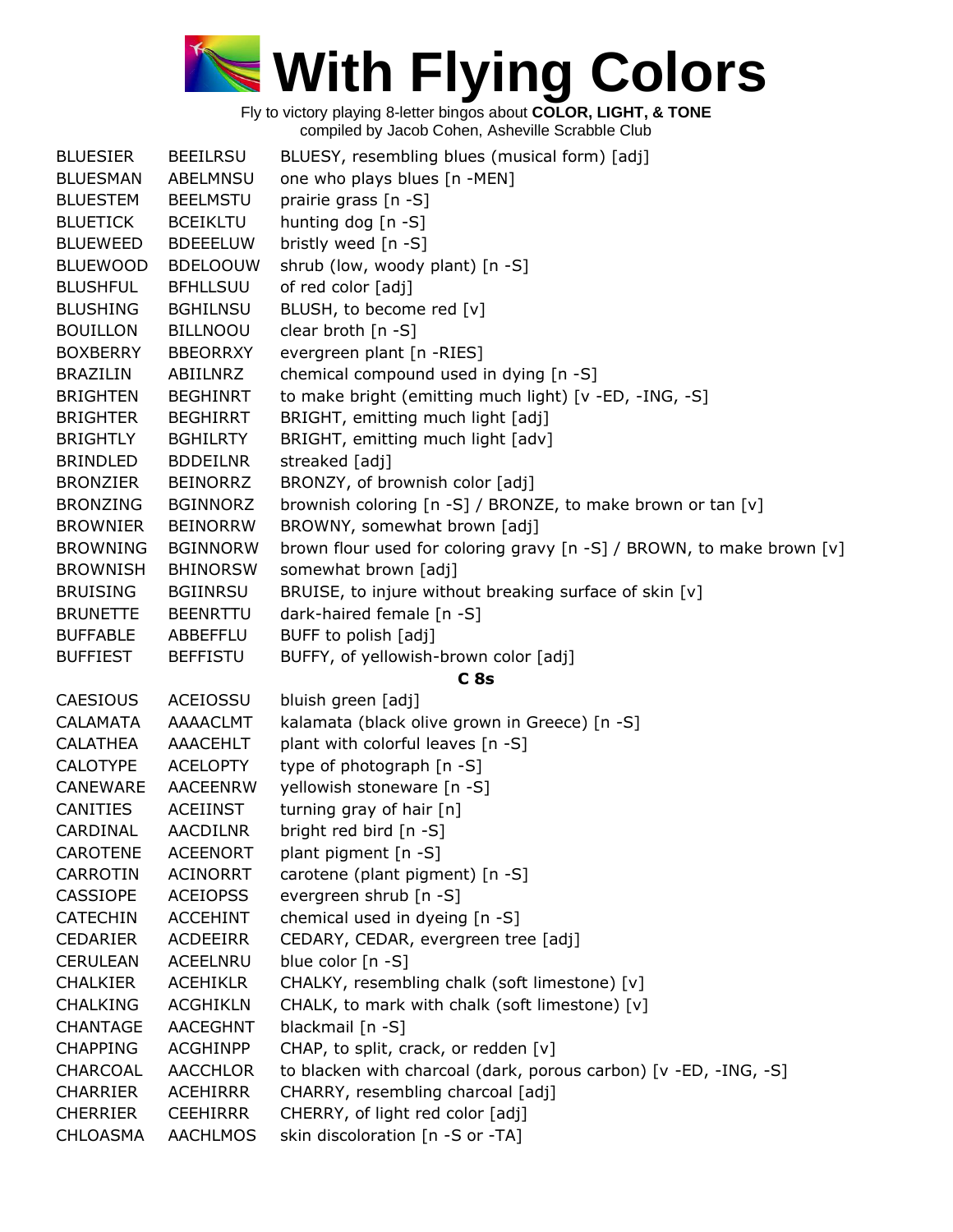# With Flying Colors

Fly to victory playing 8-letter bingos about **COLOR, LIGHT, & TONE**
compiled by Jacob Cohen, Asheville Scrabble Club

| | | |
|---|---|---|
| BLUESIER | BEEILRSU | BLUESY, resembling blues (musical form) [adj] |
| BLUESMAN | ABELMNSU | one who plays blues [n -MEN] |
| BLUESTEM | BEELMSTU | prairie grass [n -S] |
| BLUETICK | BCEIKLTU | hunting dog [n -S] |
| BLUEWEED | BDEEELUW | bristly weed [n -S] |
| BLUEWOOD | BDELOOUW | shrub (low, woody plant) [n -S] |
| BLUSHFUL | BFHLLSUU | of red color [adj] |
| BLUSHING | BGHILNSU | BLUSH, to become red [v] |
| BOUILLON | BILLNOOU | clear broth [n -S] |
| BOXBERRY | BBEORRXY | evergreen plant [n -RIES] |
| BRAZILIN | ABIILNRZ | chemical compound used in dying [n -S] |
| BRIGHTEN | BEGHINRT | to make bright (emitting much light) [v -ED, -ING, -S] |
| BRIGHTER | BEGHIRRT | BRIGHT, emitting much light [adj] |
| BRIGHTLY | BGHILRTY | BRIGHT, emitting much light [adv] |
| BRINDLED | BDDEILNR | streaked [adj] |
| BRONZIER | BEINORRZ | BRONZY, of brownish color [adj] |
| BRONZING | BGINNORZ | brownish coloring [n -S] / BRONZE, to make brown or tan [v] |
| BROWNIER | BEINORRW | BROWNY, somewhat brown [adj] |
| BROWNING | BGINNORW | brown flour used for coloring gravy [n -S] / BROWN, to make brown [v] |
| BROWNISH | BHINORSW | somewhat brown [adj] |
| BRUISING | BGIINRSU | BRUISE, to injure without breaking surface of skin [v] |
| BRUNETTE | BEENRTTU | dark-haired female [n -S] |
| BUFFABLE | ABBEFFLU | BUFF to polish [adj] |
| BUFFIEST | BEFFISTU | BUFFY, of yellowish-brown color [adj] |

**C 8s**

| | | |
|---|---|---|
| CAESIOUS | ACEIOSSU | bluish green [adj] |
| CALAMATA | AAAACLMT | kalamata (black olive grown in Greece) [n -S] |
| CALATHEA | AAACEHLT | plant with colorful leaves [n -S] |
| CALOTYPE | ACELOPTY | type of photograph [n -S] |
| CANEWARE | AACEENRW | yellowish stoneware [n -S] |
| CANITIES | ACEIINST | turning gray of hair [n] |
| CARDINAL | AACDILNR | bright red bird [n -S] |
| CAROTENE | ACEENORT | plant pigment [n -S] |
| CARROTIN | ACINORRT | carotene (plant pigment) [n -S] |
| CASSIOPE | ACEIOPSS | evergreen shrub [n -S] |
| CATECHIN | ACCEHINT | chemical used in dyeing [n -S] |
| CEDARIER | ACDEEIRR | CEDARY, CEDAR, evergreen tree [adj] |
| CERULEAN | ACEELNRU | blue color [n -S] |
| CHALKIER | ACEHIKLR | CHALKY, resembling chalk (soft limestone) [v] |
| CHALKING | ACGHIKLN | CHALK, to mark with chalk (soft limestone) [v] |
| CHANTAGE | AACEGHNT | blackmail [n -S] |
| CHAPPING | ACGHINPP | CHAP, to split, crack, or redden [v] |
| CHARCOAL | AACCHLOR | to blacken with charcoal (dark, porous carbon) [v -ED, -ING, -S] |
| CHARRIER | ACEHIRRR | CHARRY, resembling charcoal [adj] |
| CHERRIER | CEEHIRRR | CHERRY, of light red color [adj] |
| CHLOASMA | AACHLMOS | skin discoloration [n -S or -TA] |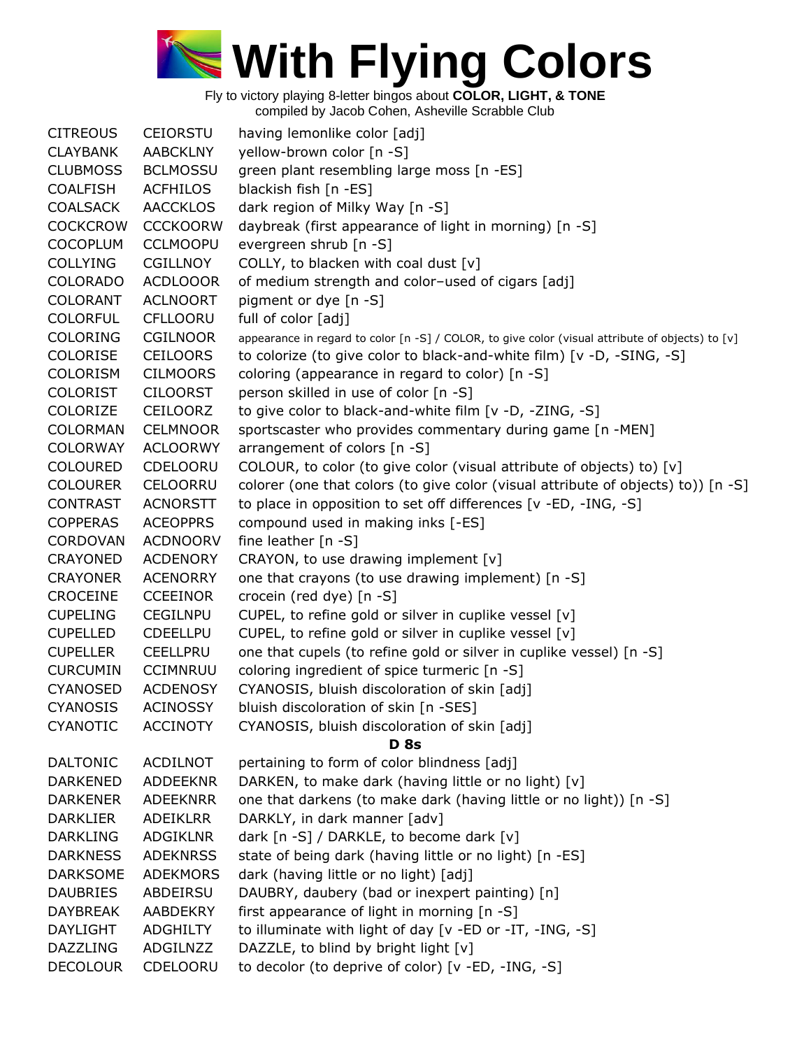# With Flying Colors

Fly to victory playing 8-letter bingos about **COLOR, LIGHT, & TONE**
compiled by Jacob Cohen, Asheville Scrabble Club

| | | |
|---|---|---|
| CITREOUS | CEIORSTU | having lemonlike color [adj] |
| CLAYBANK | AABCKLNY | yellow-brown color [n -S] |
| CLUBMOSS | BCLMOSSU | green plant resembling large moss [n -ES] |
| COALFISH | ACFHILOS | blackish fish [n -ES] |
| COALSACK | AACCKLOS | dark region of Milky Way [n -S] |
| COCKCROW | CCCKOORW | daybreak (first appearance of light in morning) [n -S] |
| COCOPLUM | CCLMOOPU | evergreen shrub [n -S] |
| COLLYING | CGILLNOY | COLLY, to blacken with coal dust [v] |
| COLORADO | ACDLOOOR | of medium strength and color–used of cigars [adj] |
| COLORANT | ACLNOORT | pigment or dye [n -S] |
| COLORFUL | CFLLOORU | full of color [adj] |
| COLORING | CGILNOOR | appearance in regard to color [n -S] / COLOR, to give color (visual attribute of objects) to [v] |
| COLORISE | CEILOORS | to colorize (to give color to black-and-white film) [v -D, -SING, -S] |
| COLORISM | CILMOORS | coloring (appearance in regard to color) [n -S] |
| COLORIST | CILOORST | person skilled in use of color [n -S] |
| COLORIZE | CEILOORZ | to give color to black-and-white film [v -D, -ZING, -S] |
| COLORMAN | CELMNOOR | sportscaster who provides commentary during game [n -MEN] |
| COLORWAY | ACLOORWY | arrangement of colors [n -S] |
| COLOURED | CDELOORU | COLOUR, to color (to give color (visual attribute of objects) to) [v] |
| COLOURER | CELOORRU | colorer (one that colors (to give color (visual attribute of objects) to)) [n -S] |
| CONTRAST | ACNORSTT | to place in opposition to set off differences [v -ED, -ING, -S] |
| COPPERAS | ACEOPPRS | compound used in making inks [-ES] |
| CORDOVAN | ACDNOORV | fine leather [n -S] |
| CRAYONED | ACDENORY | CRAYON, to use drawing implement [v] |
| CRAYONER | ACENORRY | one that crayons (to use drawing implement) [n -S] |
| CROCEINE | CCEEINOR | crocein (red dye) [n -S] |
| CUPELING | CEGILNPU | CUPEL, to refine gold or silver in cuplike vessel [v] |
| CUPELLED | CDEELLPU | CUPEL, to refine gold or silver in cuplike vessel [v] |
| CUPELLER | CEELLPRU | one that cupels (to refine gold or silver in cuplike vessel) [n -S] |
| CURCUMIN | CCIMNRUU | coloring ingredient of spice turmeric [n -S] |
| CYANOSED | ACDENOSY | CYANOSIS, bluish discoloration of skin [adj] |
| CYANOSIS | ACINOSSY | bluish discoloration of skin [n -SES] |
| CYANOTIC | ACCINOTY | CYANOSIS, bluish discoloration of skin [adj] |

**D 8s**

| | | |
|---|---|---|
| DALTONIC | ACDILNOT | pertaining to form of color blindness [adj] |
| DARKENED | ADDEEKNR | DARKEN, to make dark (having little or no light) [v] |
| DARKENER | ADEEKNRR | one that darkens (to make dark (having little or no light)) [n -S] |
| DARKLIER | ADEIKLRR | DARKLY, in dark manner [adv] |
| DARKLING | ADGIKLNR | dark [n -S] / DARKLE, to become dark [v] |
| DARKNESS | ADEKNRSS | state of being dark (having little or no light) [n -ES] |
| DARKSOME | ADEKMORS | dark (having little or no light) [adj] |
| DAUBRIES | ABDEIRSU | DAUBRY, daubery (bad or inexpert painting) [n] |
| DAYBREAK | AABDEKRY | first appearance of light in morning [n -S] |
| DAYLIGHT | ADGHILTY | to illuminate with light of day [v -ED or -IT, -ING, -S] |
| DAZZLING | ADGILNZZ | DAZZLE, to blind by bright light [v] |
| DECOLOUR | CDELOORU | to decolor (to deprive of color) [v -ED, -ING, -S] |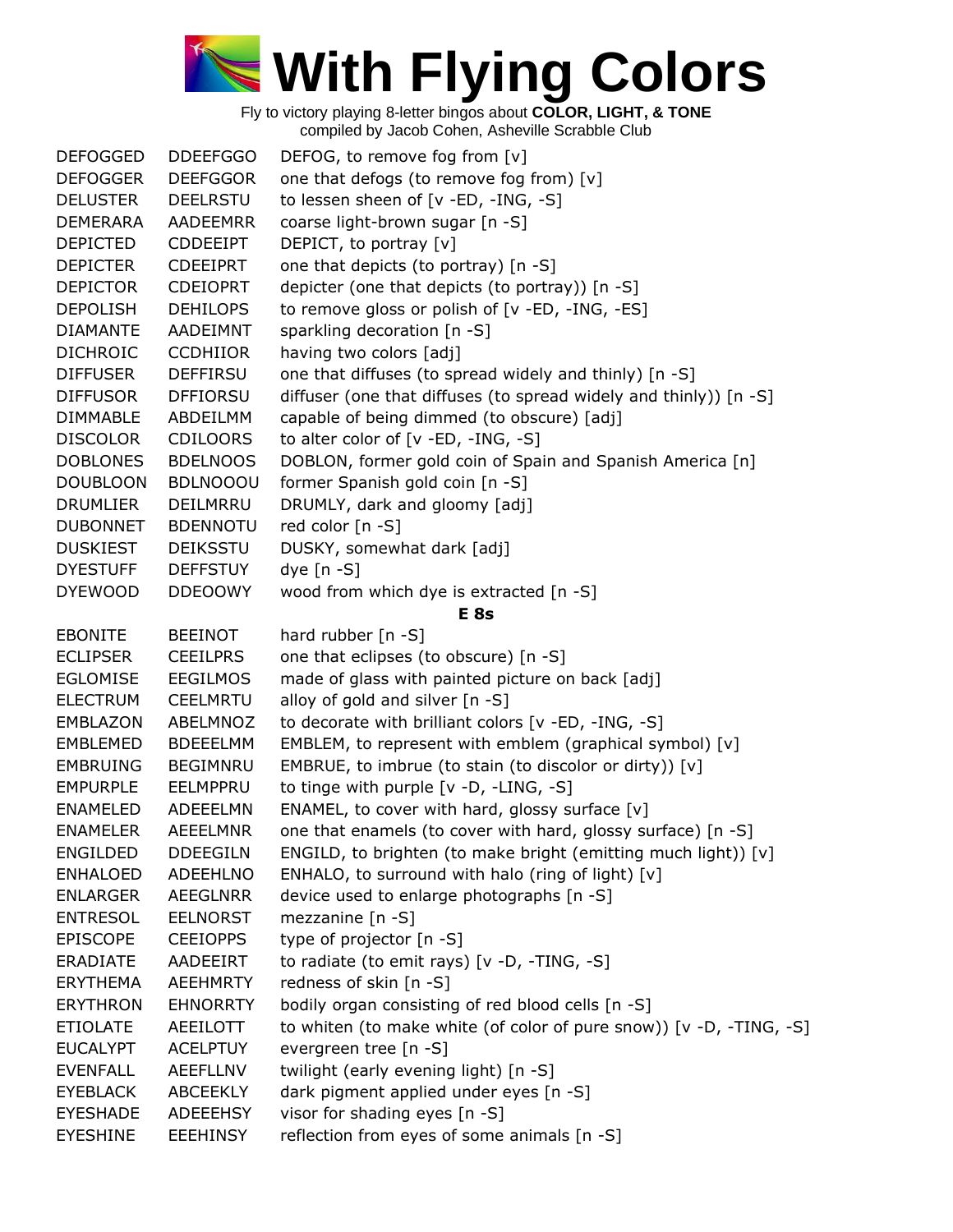# With Flying Colors

Fly to victory playing 8-letter bingos about **COLOR, LIGHT, & TONE**
compiled by Jacob Cohen, Asheville Scrabble Club

| | | |
|---|---|---|
| DEFOGGED | DDEEFGGO | DEFOG, to remove fog from [v] |
| DEFOGGER | DEEFGGOR | one that defogs (to remove fog from) [v] |
| DELUSTER | DEELRSTU | to lessen sheen of [v -ED, -ING, -S] |
| DEMERARA | AADEEMRR | coarse light-brown sugar [n -S] |
| DEPICTED | CDDEEIPT | DEPICT, to portray [v] |
| DEPICTER | CDEEIPRT | one that depicts (to portray) [n -S] |
| DEPICTOR | CDEIOPRT | depicter (one that depicts (to portray)) [n -S] |
| DEPOLISH | DEHILOPS | to remove gloss or polish of [v -ED, -ING, -ES] |
| DIAMANTE | AADEIMNT | sparkling decoration [n -S] |
| DICHROIC | CCDHIIOR | having two colors [adj] |
| DIFFUSER | DEFFIRSU | one that diffuses (to spread widely and thinly) [n -S] |
| DIFFUSOR | DFFIORSU | diffuser (one that diffuses (to spread widely and thinly)) [n -S] |
| DIMMABLE | ABDEILMM | capable of being dimmed (to obscure) [adj] |
| DISCOLOR | CDILOORS | to alter color of [v -ED, -ING, -S] |
| DOBLONES | BDELNOOS | DOBLON, former gold coin of Spain and Spanish America [n] |
| DOUBLOON | BDLNOOOU | former Spanish gold coin [n -S] |
| DRUMLIER | DEILMRRU | DRUMLY, dark and gloomy [adj] |
| DUBONNET | BDENNOTU | red color [n -S] |
| DUSKIEST | DEIKSSTU | DUSKY, somewhat dark [adj] |
| DYESTUFF | DEFFSTUY | dye [n -S] |
| DYEWOOD | DDEOOWY | wood from which dye is extracted [n -S] |
| | | **E 8s** |
| EBONITE | BEEINOT | hard rubber [n -S] |
| ECLIPSER | CEEILPRS | one that eclipses (to obscure) [n -S] |
| EGLOMISE | EEGILMOS | made of glass with painted picture on back [adj] |
| ELECTRUM | CEELMRTU | alloy of gold and silver [n -S] |
| EMBLAZON | ABELMNOZ | to decorate with brilliant colors [v -ED, -ING, -S] |
| EMBLEMED | BDEEELMM | EMBLEM, to represent with emblem (graphical symbol) [v] |
| EMBRUING | BEGIMNRU | EMBRUE, to imbrue (to stain (to discolor or dirty)) [v] |
| EMPURPLE | EELMPPRU | to tinge with purple [v -D, -LING, -S] |
| ENAMELED | ADEEELMN | ENAMEL, to cover with hard, glossy surface [v] |
| ENAMELER | AEEELMNR | one that enamels (to cover with hard, glossy surface) [n -S] |
| ENGILDED | DDEEGILN | ENGILD, to brighten (to make bright (emitting much light)) [v] |
| ENHALOED | ADEEHLNO | ENHALO, to surround with halo (ring of light) [v] |
| ENLARGER | AEEGLNRR | device used to enlarge photographs [n -S] |
| ENTRESOL | EELNORST | mezzanine [n -S] |
| EPISCOPE | CEEIOPPS | type of projector [n -S] |
| ERADIATE | AADEEIRT | to radiate (to emit rays) [v -D, -TING, -S] |
| ERYTHEMA | AEEHMRTY | redness of skin [n -S] |
| ERYTHRON | EHNORRTY | bodily organ consisting of red blood cells [n -S] |
| ETIOLATE | AEEILOTT | to whiten (to make white (of color of pure snow)) [v -D, -TING, -S] |
| EUCALYPT | ACELPTUY | evergreen tree [n -S] |
| EVENFALL | AEEFLLNV | twilight (early evening light) [n -S] |
| EYEBLACK | ABCEEKLY | dark pigment applied under eyes [n -S] |
| EYESHADE | ADEEEHSY | visor for shading eyes [n -S] |
| EYESHINE | EEEHINSY | reflection from eyes of some animals [n -S] |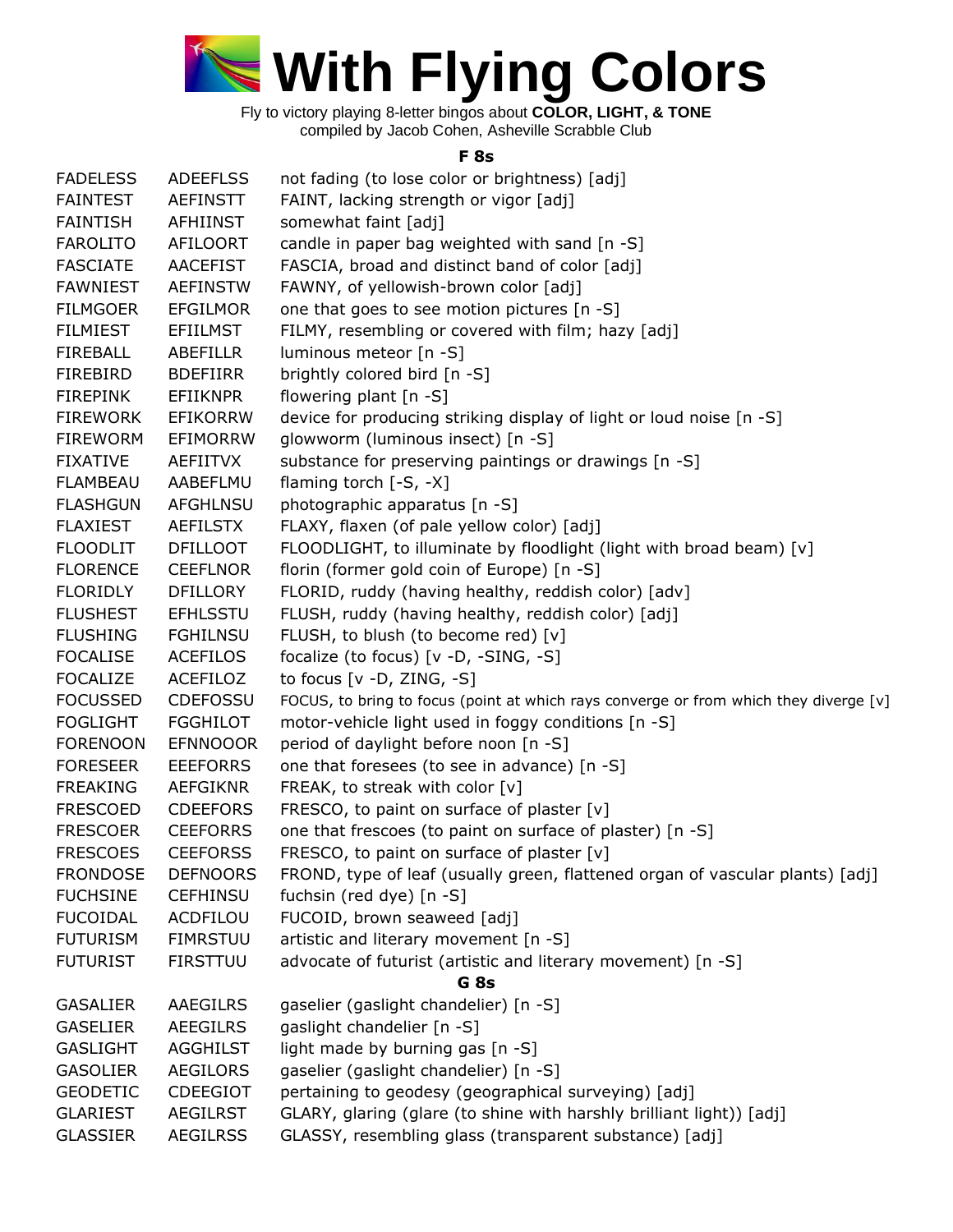# With Flying Colors

Fly to victory playing 8-letter bingos about **COLOR, LIGHT, & TONE**
compiled by Jacob Cohen, Asheville Scrabble Club

### F 8s

| | | |
|---|---|---|
| FADELESS | ADEEFLSS | not fading (to lose color or brightness) [adj] |
| FAINTEST | AEFINSTT | FAINT, lacking strength or vigor [adj] |
| FAINTISH | AFHIINST | somewhat faint [adj] |
| FAROLITO | AFILOORT | candle in paper bag weighted with sand [n -S] |
| FASCIATE | AACEFIST | FASCIA, broad and distinct band of color [adj] |
| FAWNIEST | AEFINSTW | FAWNY, of yellowish-brown color [adj] |
| FILMGOER | EFGILMOR | one that goes to see motion pictures [n -S] |
| FILMIEST | EFIILMST | FILMY, resembling or covered with film; hazy [adj] |
| FIREBALL | ABEFILLR | luminous meteor [n -S] |
| FIREBIRD | BDEFIIRR | brightly colored bird [n -S] |
| FIREPINK | EFIIKNPR | flowering plant [n -S] |
| FIREWORK | EFIKORRW | device for producing striking display of light or loud noise [n -S] |
| FIREWORM | EFIMORRW | glowworm (luminous insect) [n -S] |
| FIXATIVE | AEFIITVX | substance for preserving paintings or drawings [n -S] |
| FLAMBEAU | AABEFLMU | flaming torch [-S, -X] |
| FLASHGUN | AFGHLNSU | photographic apparatus [n -S] |
| FLAXIEST | AEFILSTX | FLAXY, flaxen (of pale yellow color) [adj] |
| FLOODLIT | DFILLOOT | FLOODLIGHT, to illuminate by floodlight (light with broad beam) [v] |
| FLORENCE | CEEFLNOR | florin (former gold coin of Europe) [n -S] |
| FLORIDLY | DFILLORY | FLORID, ruddy (having healthy, reddish color) [adv] |
| FLUSHEST | EFHLSSTU | FLUSH, ruddy (having healthy, reddish color) [adj] |
| FLUSHING | FGHILNSU | FLUSH, to blush (to become red) [v] |
| FOCALISE | ACEFILOS | focalize (to focus) [v -D, -SING, -S] |
| FOCALIZE | ACEFILOZ | to focus [v -D, ZING, -S] |
| FOCUSSED | CDEFOSSU | FOCUS, to bring to focus (point at which rays converge or from which they diverge [v] |
| FOGLIGHT | FGGHILOT | motor-vehicle light used in foggy conditions [n -S] |
| FORENOON | EFNNOOOR | period of daylight before noon [n -S] |
| FORESEER | EEEFORRS | one that foresees (to see in advance) [n -S] |
| FREAKING | AEFGIKNR | FREAK, to streak with color [v] |
| FRESCOED | CDEEFORS | FRESCO, to paint on surface of plaster [v] |
| FRESCOER | CEEFORRS | one that frescoes (to paint on surface of plaster) [n -S] |
| FRESCOES | CEEFORSS | FRESCO, to paint on surface of plaster [v] |
| FRONDOSE | DEFNOORS | FROND, type of leaf (usually green, flattened organ of vascular plants) [adj] |
| FUCHSINE | CEFHINSU | fuchsin (red dye) [n -S] |
| FUCOIDAL | ACDFILOU | FUCOID, brown seaweed [adj] |
| FUTURISM | FIMRSTUU | artistic and literary movement [n -S] |
| FUTURIST | FIRSTTUU | advocate of futurist (artistic and literary movement) [n -S] |

### G 8s

| | | |
|---|---|---|
| GASALIER | AAEGILRS | gaselier (gaslight chandelier) [n -S] |
| GASELIER | AEEGILRS | gaslight chandelier [n -S] |
| GASLIGHT | AGGHILST | light made by burning gas [n -S] |
| GASOLIER | AEGILORS | gaselier (gaslight chandelier) [n -S] |
| GEODETIC | CDEEGIOT | pertaining to geodesy (geographical surveying) [adj] |
| GLARIEST | AEGILRST | GLARY, glaring (glare (to shine with harshly brilliant light)) [adj] |
| GLASSIER | AEGILRSS | GLASSY, resembling glass (transparent substance) [adj] |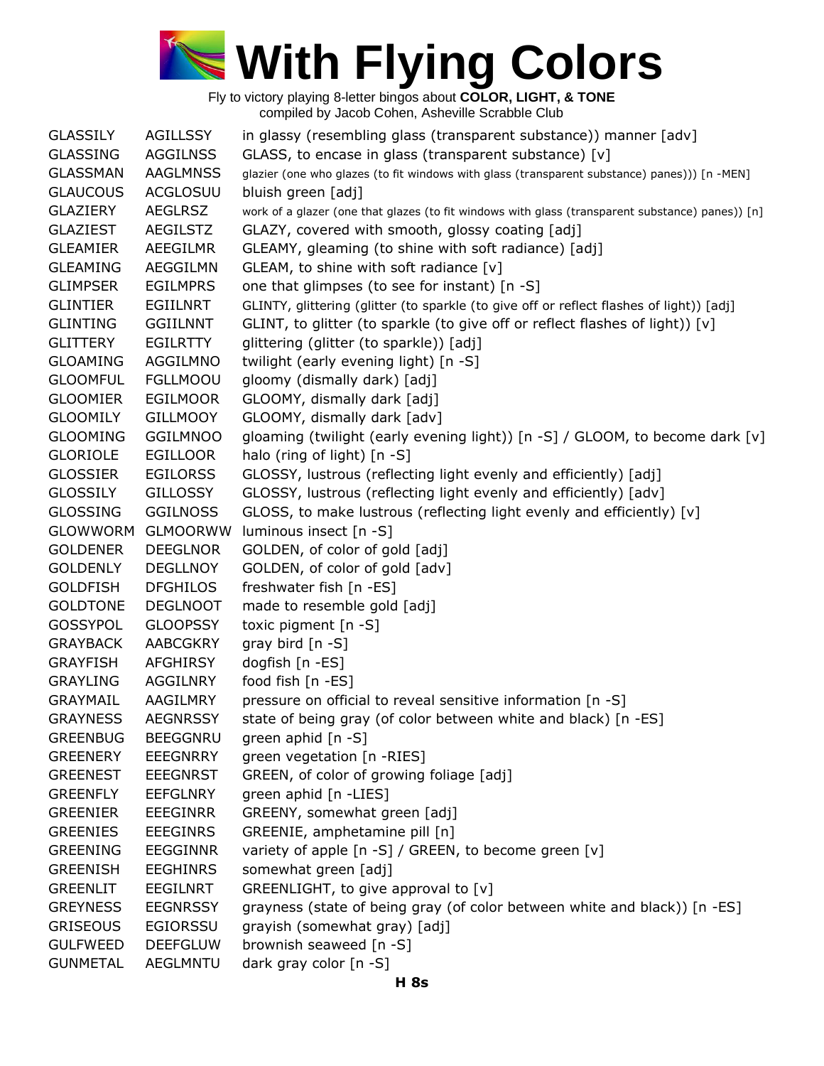# With Flying Colors

Fly to victory playing 8-letter bingos about **COLOR, LIGHT, & TONE**
compiled by Jacob Cohen, Asheville Scrabble Club

| | | |
|---|---|---|
| GLASSILY | AGILLSSY | in glassy (resembling glass (transparent substance)) manner [adv] |
| GLASSING | AGGILNSS | GLASS, to encase in glass (transparent substance) [v] |
| GLASSMAN | AAGLMNSS | glazier (one who glazes (to fit windows with glass (transparent substance) panes))) [n -MEN] |
| GLAUCOUS | ACGLOSUU | bluish green [adj] |
| GLAZIERY | AEGLRSZ | work of a glazer (one that glazes (to fit windows with glass (transparent substance) panes)) [n] |
| GLAZIEST | AEGILSTZ | GLAZY, covered with smooth, glossy coating [adj] |
| GLEAMIER | AEEGILMR | GLEAMY, gleaming (to shine with soft radiance) [adj] |
| GLEAMING | AEGGILMN | GLEAM, to shine with soft radiance [v] |
| GLIMPSER | EGILMPRS | one that glimpses (to see for instant) [n -S] |
| GLINTIER | EGIILNRT | GLINTY, glittering (glitter (to sparkle (to give off or reflect flashes of light)) [adj] |
| GLINTING | GGIILNNT | GLINT, to glitter (to sparkle (to give off or reflect flashes of light)) [v] |
| GLITTERY | EGILRTTY | glittering (glitter (to sparkle)) [adj] |
| GLOAMING | AGGILMNO | twilight (early evening light) [n -S] |
| GLOOMFUL | FGLLMOOU | gloomy (dismally dark) [adj] |
| GLOOMIER | EGILMOOR | GLOOMY, dismally dark [adj] |
| GLOOMILY | GILLMOOY | GLOOMY, dismally dark [adv] |
| GLOOMING | GGILMNOO | gloaming (twilight (early evening light)) [n -S] / GLOOM, to become dark [v] |
| GLORIOLE | EGILLOOR | halo (ring of light) [n -S] |
| GLOSSIER | EGILORSS | GLOSSY, lustrous (reflecting light evenly and efficiently) [adj] |
| GLOSSILY | GILLOSSY | GLOSSY, lustrous (reflecting light evenly and efficiently) [adv] |
| GLOSSING | GGILNOSS | GLOSS, to make lustrous (reflecting light evenly and efficiently) [v] |
| GLOWWORM | GLMOORWW | luminous insect [n -S] |
| GOLDENER | DEEGLNOR | GOLDEN, of color of gold [adj] |
| GOLDENLY | DEGLLNOY | GOLDEN, of color of gold [adv] |
| GOLDFISH | DFGHILOS | freshwater fish [n -ES] |
| GOLDTONE | DEGLNOOT | made to resemble gold [adj] |
| GOSSYPOL | GLOOPSSY | toxic pigment [n -S] |
| GRAYBACK | AABCGKRY | gray bird [n -S] |
| GRAYFISH | AFGHIRSY | dogfish [n -ES] |
| GRAYLING | AGGILNRY | food fish [n -ES] |
| GRAYMAIL | AAGILMRY | pressure on official to reveal sensitive information [n -S] |
| GRAYNESS | AEGNRSSY | state of being gray (of color between white and black) [n -ES] |
| GREENBUG | BEEGGNRU | green aphid [n -S] |
| GREENERY | EEEGNRRY | green vegetation [n -RIES] |
| GREENEST | EEEGNRST | GREEN, of color of growing foliage [adj] |
| GREENFLY | EEFGLNRY | green aphid [n -LIES] |
| GREENIER | EEEGINRR | GREENY, somewhat green [adj] |
| GREENIES | EEEGINRS | GREENIE, amphetamine pill [n] |
| GREENING | EEGGINNR | variety of apple [n -S] / GREEN, to become green [v] |
| GREENISH | EEGHINRS | somewhat green [adj] |
| GREENLIT | EEGILNRT | GREENLIGHT, to give approval to [v] |
| GREYNESS | EEGNRSSY | grayness (state of being gray (of color between white and black)) [n -ES] |
| GRISEOUS | EGIORSSU | grayish (somewhat gray) [adj] |
| GULFWEED | DEEFGLUW | brownish seaweed [n -S] |
| GUNMETAL | AEGLMNTU | dark gray color [n -S] |

**H 8s**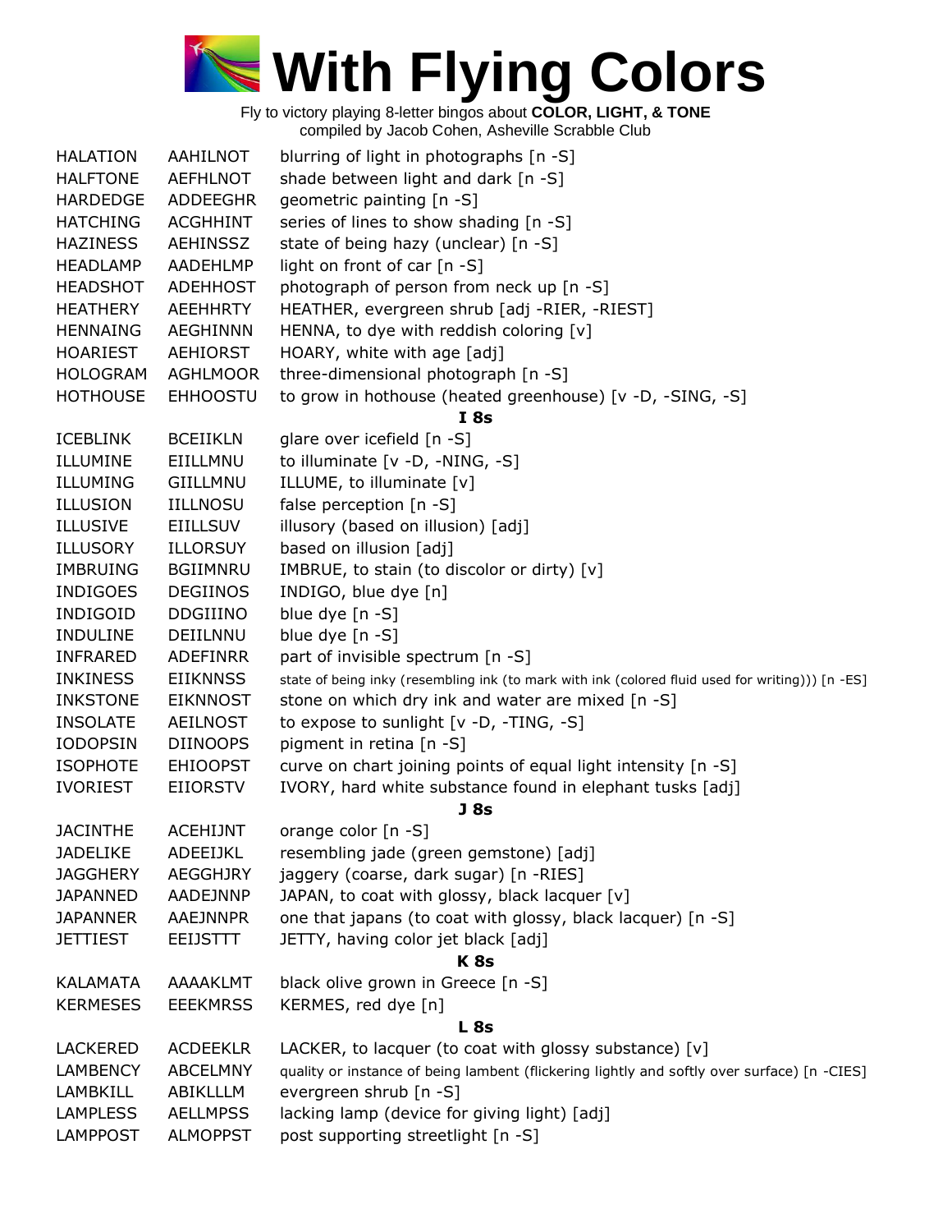# With Flying Colors

Fly to victory playing 8-letter bingos about **COLOR, LIGHT, & TONE**
compiled by Jacob Cohen, Asheville Scrabble Club

| | | |
|---|---|---|
| HALATION | AAHILNOT | blurring of light in photographs [n -S] |
| HALFTONE | AEFHLNOT | shade between light and dark [n -S] |
| HARDEDGE | ADDEEGHR | geometric painting [n -S] |
| HATCHING | ACGHHINT | series of lines to show shading [n -S] |
| HAZINESS | AEHINSSZ | state of being hazy (unclear) [n -S] |
| HEADLAMP | AADEHLMP | light on front of car [n -S] |
| HEADSHOT | ADEHHOST | photograph of person from neck up [n -S] |
| HEATHERY | AEEHHRTY | HEATHER, evergreen shrub [adj -RIER, -RIEST] |
| HENNAING | AEGHINNN | HENNA, to dye with reddish coloring [v] |
| HOARIEST | AEHIORST | HOARY, white with age [adj] |
| HOLOGRAM | AGHLMOOR | three-dimensional photograph [n -S] |
| HOTHOUSE | EHHOOSTU | to grow in hothouse (heated greenhouse) [v -D, -SING, -S] |
| | | **I 8s** |
| ICEBLINK | BCEIIKLN | glare over icefield [n -S] |
| ILLUMINE | EIILLMNU | to illuminate [v -D, -NING, -S] |
| ILLUMING | GIILLMNU | ILLUME, to illuminate [v] |
| ILLUSION | IILLNOSU | false perception [n -S] |
| ILLUSIVE | EIILLSUV | illusory (based on illusion) [adj] |
| ILLUSORY | ILLORSUY | based on illusion [adj] |
| IMBRUING | BGIIMNRU | IMBRUE, to stain (to discolor or dirty) [v] |
| INDIGOES | DEGIINOS | INDIGO, blue dye [n] |
| INDIGOID | DDGIIINO | blue dye [n -S] |
| INDULINE | DEIILNNU | blue dye [n -S] |
| INFRARED | ADEFINRR | part of invisible spectrum [n -S] |
| INKINESS | EIIKNNSS | state of being inky (resembling ink (to mark with ink (colored fluid used for writing))) [n -ES] |
| INKSTONE | EIKNNOST | stone on which dry ink and water are mixed [n -S] |
| INSOLATE | AEILNOST | to expose to sunlight [v -D, -TING, -S] |
| IODOPSIN | DIINOOPS | pigment in retina [n -S] |
| ISOPHOTE | EHIOOPST | curve on chart joining points of equal light intensity [n -S] |
| IVORIEST | EIIORSTV | IVORY, hard white substance found in elephant tusks [adj] |
| | | **J 8s** |
| JACINTHE | ACEHIJNT | orange color [n -S] |
| JADELIKE | ADEEIJKL | resembling jade (green gemstone) [adj] |
| JAGGHERY | AEGGHJRY | jaggery (coarse, dark sugar) [n -RIES] |
| JAPANNED | AADEJNNP | JAPAN, to coat with glossy, black lacquer [v] |
| JAPANNER | AAEJNNPR | one that japans (to coat with glossy, black lacquer) [n -S] |
| JETTIEST | EEIJSTTT | JETTY, having color jet black [adj] |
| | | **K 8s** |
| KALAMATA | AAAAKLMT | black olive grown in Greece [n -S] |
| KERMESES | EEEKMRSS | KERMES, red dye [n] |
| | | **L 8s** |
| LACKERED | ACDEEKLR | LACKER, to lacquer (to coat with glossy substance) [v] |
| LAMBENCY | ABCELMNY | quality or instance of being lambent (flickering lightly and softly over surface) [n -CIES] |
| LAMBKILL | ABIKLLLM | evergreen shrub [n -S] |
| LAMPLESS | AELLMPSS | lacking lamp (device for giving light) [adj] |
| LAMPPOST | ALMOPPST | post supporting streetlight [n -S] |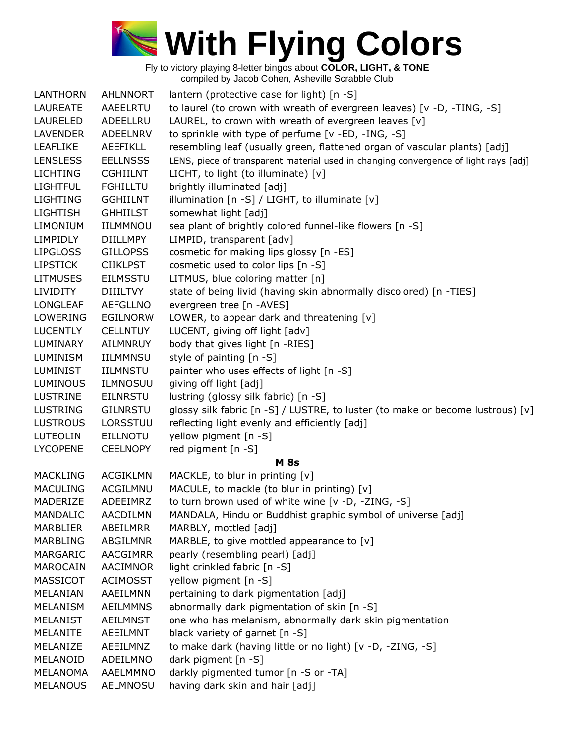# With Flying Colors

Fly to victory playing 8-letter bingos about **COLOR, LIGHT, & TONE**
compiled by Jacob Cohen, Asheville Scrabble Club

| | | |
|---|---|---|
| LANTHORN | AHLNNORT | lantern (protective case for light) [n -S] |
| LAUREATE | AAEELRTU | to laurel (to crown with wreath of evergreen leaves) [v -D, -TING, -S] |
| LAURELED | ADEELLRU | LAUREL, to crown with wreath of evergreen leaves [v] |
| LAVENDER | ADEELNRV | to sprinkle with type of perfume [v -ED, -ING, -S] |
| LEAFLIKE | AEEFIKLL | resembling leaf (usually green, flattened organ of vascular plants) [adj] |
| LENSLESS | EELLNSSS | LENS, piece of transparent material used in changing convergence of light rays [adj] |
| LICHTING | CGHIILNT | LICHT, to light (to illuminate) [v] |
| LIGHTFUL | FGHILLTU | brightly illuminated [adj] |
| LIGHTING | GGHIILNT | illumination [n -S] / LIGHT, to illuminate [v] |
| LIGHTISH | GHHIILST | somewhat light [adj] |
| LIMONIUM | IILMMNOU | sea plant of brightly colored funnel-like flowers [n -S] |
| LIMPIDLY | DIILLMPY | LIMPID, transparent [adv] |
| LIPGLOSS | GILLOPSS | cosmetic for making lips glossy [n -ES] |
| LIPSTICK | CIIKLPST | cosmetic used to color lips [n -S] |
| LITMUSES | EILMSSTU | LITMUS, blue coloring matter [n] |
| LIVIDITY | DIIILTVY | state of being livid (having skin abnormally discolored) [n -TIES] |
| LONGLEAF | AEFGLLNO | evergreen tree [n -AVES] |
| LOWERING | EGILNORW | LOWER, to appear dark and threatening [v] |
| LUCENTLY | CELLNTUY | LUCENT, giving off light [adv] |
| LUMINARY | AILMNRUY | body that gives light [n -RIES] |
| LUMINISM | IILMMNSU | style of painting [n -S] |
| LUMINIST | IILMNSTU | painter who uses effects of light [n -S] |
| LUMINOUS | ILMNOSUU | giving off light [adj] |
| LUSTRINE | EILNRSTU | lustring (glossy silk fabric) [n -S] |
| LUSTRING | GILNRSTU | glossy silk fabric [n -S] / LUSTRE, to luster (to make or become lustrous) [v] |
| LUSTROUS | LORSSTUU | reflecting light evenly and efficiently [adj] |
| LUTEOLIN | EILLNOTU | yellow pigment [n -S] |
| LYCOPENE | CEELNOPY | red pigment [n -S] |

## M 8s

| | | |
|---|---|---|
| MACKLING | ACGIKLMN | MACKLE, to blur in printing [v] |
| MACULING | ACGILMNU | MACULE, to mackle (to blur in printing) [v] |
| MADERIZE | ADEEIMRZ | to turn brown used of white wine [v -D, -ZING, -S] |
| MANDALIC | AACDILMN | MANDALA, Hindu or Buddhist graphic symbol of universe [adj] |
| MARBLIER | ABEILMRR | MARBLY, mottled [adj] |
| MARBLING | ABGILMNR | MARBLE, to give mottled appearance to [v] |
| MARGARIC | AACGIMRR | pearly (resembling pearl) [adj] |
| MAROCAIN | AACIMNOR | light crinkled fabric [n -S] |
| MASSICOT | ACIMOSST | yellow pigment [n -S] |
| MELANIAN | AAEILMNN | pertaining to dark pigmentation [adj] |
| MELANISM | AEILMMNS | abnormally dark pigmentation of skin [n -S] |
| MELANIST | AEILMNST | one who has melanism, abnormally dark skin pigmentation |
| MELANITE | AEEILMNT | black variety of garnet [n -S] |
| MELANIZE | AEEILMNZ | to make dark (having little or no light) [v -D, -ZING, -S] |
| MELANOID | ADEILMNO | dark pigment [n -S] |
| MELANOMA | AAELMMNO | darkly pigmented tumor [n -S or -TA] |
| MELANOUS | AELMNOSU | having dark skin and hair [adj] |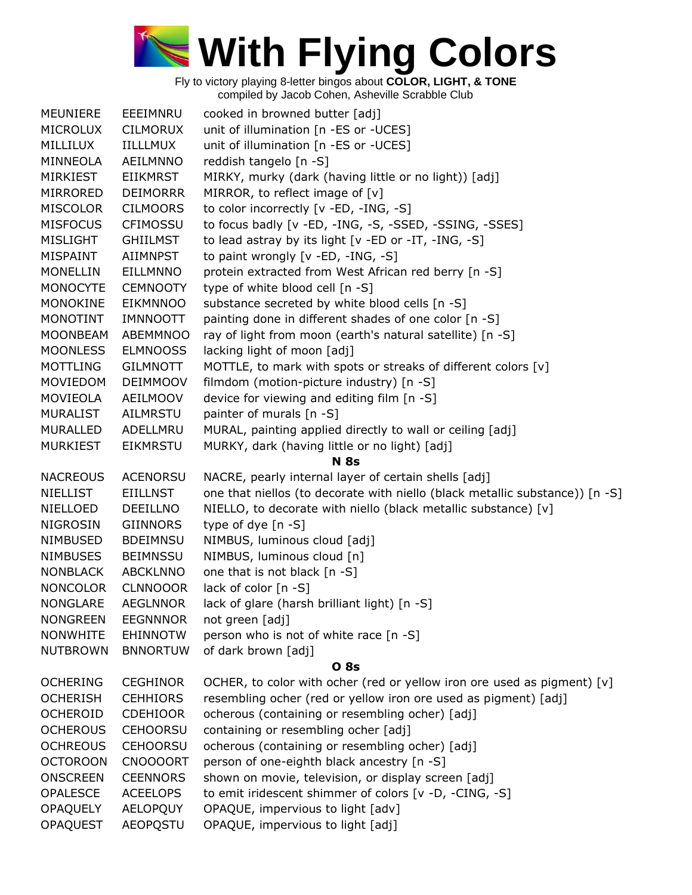# With Flying Colors

Fly to victory playing 8-letter bingos about **COLOR, LIGHT, & TONE**
compiled by Jacob Cohen, Asheville Scrabble Club

| | | |
|---|---|---|
| MEUNIERE | EEEIMNRU | cooked in browned butter [adj] |
| MICROLUX | CILMORUX | unit of illumination [n -ES or -UCES] |
| MILLILUX | IILLLMUX | unit of illumination [n -ES or -UCES] |
| MINNEOLA | AEILMNNO | reddish tangelo [n -S] |
| MIRKIEST | EIIKMRST | MIRKY, murky (dark (having little or no light)) [adj] |
| MIRRORED | DEIMORRR | MIRROR, to reflect image of [v] |
| MISCOLOR | CILMOORS | to color incorrectly [v -ED, -ING, -S] |
| MISFOCUS | CFIMOSSU | to focus badly [v -ED, -ING, -S, -SSED, -SSING, -SSES] |
| MISLIGHT | GHIILMST | to lead astray by its light [v -ED or -IT, -ING, -S] |
| MISPAINT | AIIMNPST | to paint wrongly [v -ED, -ING, -S] |
| MONELLIN | EILLMNNO | protein extracted from West African red berry [n -S] |
| MONOCYTE | CEMNOOTY | type of white blood cell [n -S] |
| MONOKINE | EIKMNNOO | substance secreted by white blood cells [n -S] |
| MONOTINT | IMNNOOTT | painting done in different shades of one color [n -S] |
| MOONBEAM | ABEMMNOO | ray of light from moon (earth's natural satellite) [n -S] |
| MOONLESS | ELMNOOSS | lacking light of moon [adj] |
| MOTTLING | GILMNOTT | MOTTLE, to mark with spots or streaks of different colors [v] |
| MOVIEDOM | DEIMMOOV | filmdom (motion-picture industry) [n -S] |
| MOVIEOLA | AEILMOOV | device for viewing and editing film [n -S] |
| MURALIST | AILMRSTU | painter of murals [n -S] |
| MURALLED | ADELLMRU | MURAL, painting applied directly to wall or ceiling [adj] |
| MURKIEST | EIKMRSTU | MURKY, dark (having little or no light) [adj] |
| | | **N 8s** |
| NACREOUS | ACENORSU | NACRE, pearly internal layer of certain shells [adj] |
| NIELLIST | EIILLNST | one that niellos (to decorate with niello (black metallic substance)) [n -S] |
| NIELLOED | DEEILLNO | NIELLO, to decorate with niello (black metallic substance) [v] |
| NIGROSIN | GIINNORS | type of dye [n -S] |
| NIMBUSED | BDEIMNSU | NIMBUS, luminous cloud [adj] |
| NIMBUSES | BEIMNSSU | NIMBUS, luminous cloud [n] |
| NONBLACK | ABCKLNNO | one that is not black [n -S] |
| NONCOLOR | CLNNOOOR | lack of color [n -S] |
| NONGLARE | AEGLNNOR | lack of glare (harsh brilliant light) [n -S] |
| NONGREEN | EEGNNNOR | not green [adj] |
| NONWHITE | EHINNOTW | person who is not of white race [n -S] |
| NUTBROWN | BNNORTUW | of dark brown [adj] |
| | | **O 8s** |
| OCHERING | CEGHINOR | OCHER, to color with ocher (red or yellow iron ore used as pigment) [v] |
| OCHERISH | CEHHIORS | resembling ocher (red or yellow iron ore used as pigment) [adj] |
| OCHEROID | CDEHIOOR | ocherous (containing or resembling ocher) [adj] |
| OCHEROUS | CEHOORSU | containing or resembling ocher [adj] |
| OCHREOUS | CEHOORSU | ocherous (containing or resembling ocher) [adj] |
| OCTOROON | CNOOOORT | person of one-eighth black ancestry [n -S] |
| ONSCREEN | CEENNORS | shown on movie, television, or display screen [adj] |
| OPALESCE | ACEELOPS | to emit iridescent shimmer of colors [v -D, -CING, -S] |
| OPAQUELY | AELOPQUY | OPAQUE, impervious to light [adv] |
| OPAQUEST | AEOPQSTU | OPAQUE, impervious to light [adj] |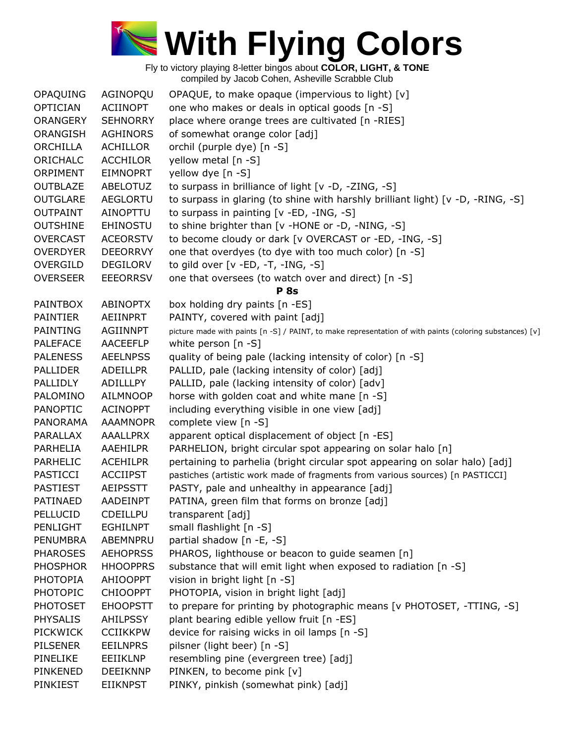# With Flying Colors

Fly to victory playing 8-letter bingos about **COLOR, LIGHT, & TONE**
compiled by Jacob Cohen, Asheville Scrabble Club

| | | |
|---|---|---|
| OPAQUING | AGINOPQU | OPAQUE, to make opaque (impervious to light) [v] |
| OPTICIAN | ACIINOPT | one who makes or deals in optical goods [n -S] |
| ORANGERY | SEHNORRY | place where orange trees are cultivated [n -RIES] |
| ORANGISH | AGHINORS | of somewhat orange color [adj] |
| ORCHILLA | ACHILLOR | orchil (purple dye) [n -S] |
| ORICHALC | ACCHILOR | yellow metal [n -S] |
| ORPIMENT | EIMNOPRT | yellow dye [n -S] |
| OUTBLAZE | ABELOTUZ | to surpass in brilliance of light [v -D, -ZING, -S] |
| OUTGLARE | AEGLORTU | to surpass in glaring (to shine with harshly brilliant light) [v -D, -RING, -S] |
| OUTPAINT | AINOPTTU | to surpass in painting [v -ED, -ING, -S] |
| OUTSHINE | EHINOSTU | to shine brighter than [v -HONE or -D, -NING, -S] |
| OVERCAST | ACEORSTV | to become cloudy or dark [v OVERCAST or -ED, -ING, -S] |
| OVERDYER | DEEORRVY | one that overdyes (to dye with too much color) [n -S] |
| OVERGILD | DEGILORV | to gild over [v -ED, -T, -ING, -S] |
| OVERSEER | EEEORRSV | one that oversees (to watch over and direct) [n -S] |

**P 8s**

| | | |
|---|---|---|
| PAINTBOX | ABINOPTX | box holding dry paints [n -ES] |
| PAINTIER | AEIINPRT | PAINTY, covered with paint [adj] |
| PAINTING | AGIINNPT | picture made with paints [n -S] / PAINT, to make representation of with paints (coloring substances) [v] |
| PALEFACE | AACEEFLP | white person [n -S] |
| PALENESS | AEELNPSS | quality of being pale (lacking intensity of color) [n -S] |
| PALLIDER | ADEILLPR | PALLID, pale (lacking intensity of color) [adj] |
| PALLIDLY | ADILLLPY | PALLID, pale (lacking intensity of color) [adv] |
| PALOMINO | AILMNOOP | horse with golden coat and white mane [n -S] |
| PANOPTIC | ACINOPPT | including everything visible in one view [adj] |
| PANORAMA | AAAMNOPR | complete view [n -S] |
| PARALLAX | AAALLPRX | apparent optical displacement of object [n -ES] |
| PARHELIA | AAEHILPR | PARHELION, bright circular spot appearing on solar halo [n] |
| PARHELIC | ACEHILPR | pertaining to parhelia (bright circular spot appearing on solar halo) [adj] |
| PASTICCI | ACCIIPST | pastiches (artistic work made of fragments from various sources) [n PASTICCI] |
| PASTIEST | AEIPSSTT | PASTY, pale and unhealthy in appearance [adj] |
| PATINAED | AADEINPT | PATINA, green film that forms on bronze [adj] |
| PELLUCID | CDEILLPU | transparent [adj] |
| PENLIGHT | EGHILNPT | small flashlight [n -S] |
| PENUMBRA | ABEMNPRU | partial shadow [n -E, -S] |
| PHAROSES | AEHOPRSS | PHAROS, lighthouse or beacon to guide seamen [n] |
| PHOSPHOR | HHOOPPRS | substance that will emit light when exposed to radiation [n -S] |
| PHOTOPIA | AHIOOPPT | vision in bright light [n -S] |
| PHOTOPIC | CHIOOPPT | PHOTOPIA, vision in bright light [adj] |
| PHOTOSET | EHOOPSTT | to prepare for printing by photographic means [v PHOTOSET, -TTING, -S] |
| PHYSALIS | AHILPSSY | plant bearing edible yellow fruit [n -ES] |
| PICKWICK | CCIIKKPW | device for raising wicks in oil lamps [n -S] |
| PILSENER | EEILNPRS | pilsner (light beer) [n -S] |
| PINELIKE | EEIIKLNP | resembling pine (evergreen tree) [adj] |
| PINKENED | DEEIKNNP | PINKEN, to become pink [v] |
| PINKIEST | EIIKNPST | PINKY, pinkish (somewhat pink) [adj] |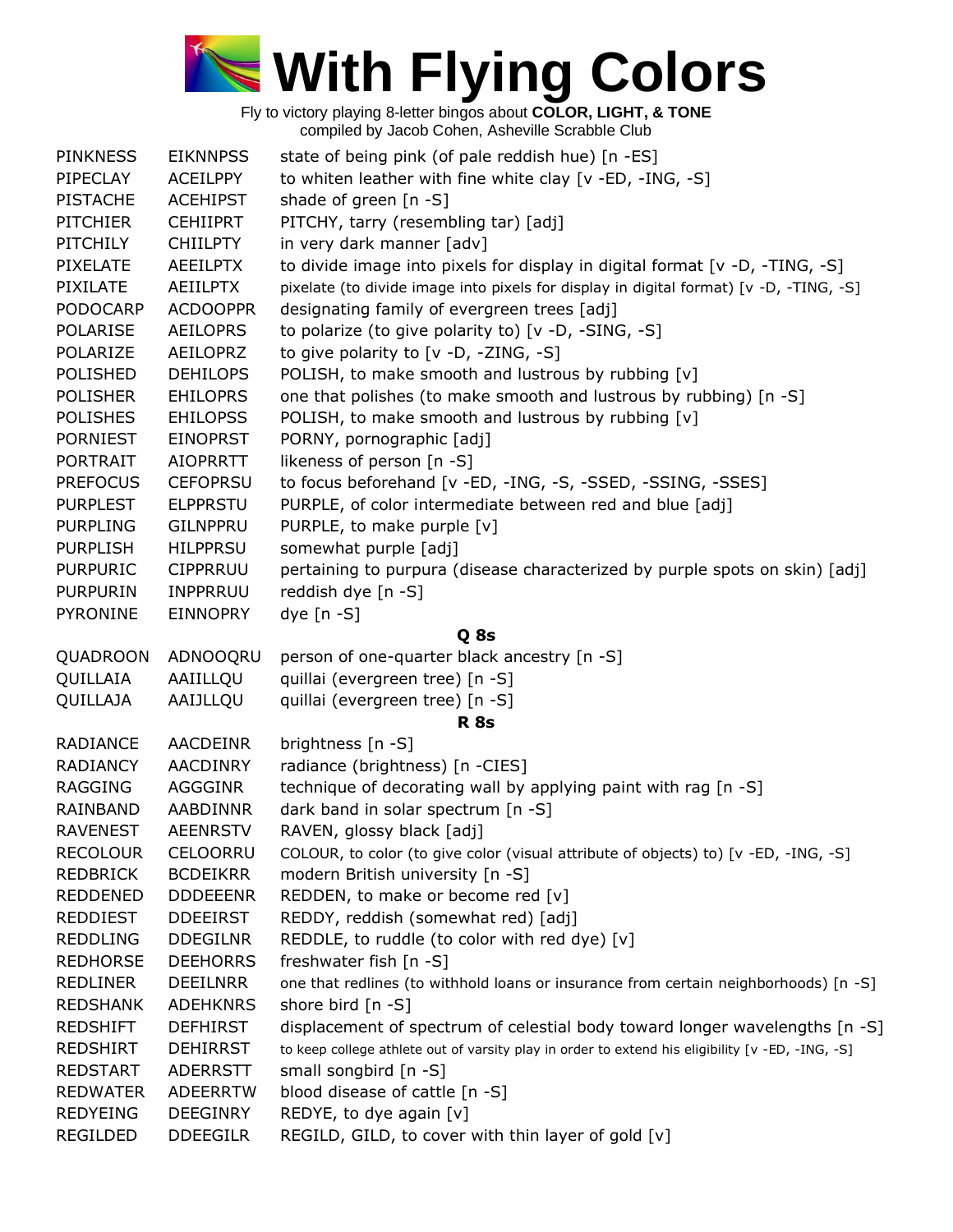# With Flying Colors

Fly to victory playing 8-letter bingos about **COLOR, LIGHT, & TONE**
compiled by Jacob Cohen, Asheville Scrabble Club

| | | |
|---|---|---|
| PINKNESS | EIKNNPSS | state of being pink (of pale reddish hue) [n -ES] |
| PIPECLAY | ACEILPPY | to whiten leather with fine white clay [v -ED, -ING, -S] |
| PISTACHE | ACEHIPST | shade of green [n -S] |
| PITCHIER | CEHIIPRT | PITCHY, tarry (resembling tar) [adj] |
| PITCHILY | CHIILPTY | in very dark manner [adv] |
| PIXELATE | AEEILPTX | to divide image into pixels for display in digital format [v -D, -TING, -S] |
| PIXILATE | AEIILPTX | pixelate (to divide image into pixels for display in digital format) [v -D, -TING, -S] |
| PODOCARP | ACDOOPPR | designating family of evergreen trees [adj] |
| POLARISE | AEILOPRS | to polarize (to give polarity to) [v -D, -SING, -S] |
| POLARIZE | AEILOPRZ | to give polarity to [v -D, -ZING, -S] |
| POLISHED | DEHILOPS | POLISH, to make smooth and lustrous by rubbing [v] |
| POLISHER | EHILOPRS | one that polishes (to make smooth and lustrous by rubbing) [n -S] |
| POLISHES | EHILOPSS | POLISH, to make smooth and lustrous by rubbing [v] |
| PORNIEST | EINOPRST | PORNY, pornographic [adj] |
| PORTRAIT | AIOPRRTT | likeness of person [n -S] |
| PREFOCUS | CEFOPRSU | to focus beforehand [v -ED, -ING, -S, -SSED, -SSING, -SSES] |
| PURPLEST | ELPPRSTU | PURPLE, of color intermediate between red and blue [adj] |
| PURPLING | GILNPPRU | PURPLE, to make purple [v] |
| PURPLISH | HILPPRSU | somewhat purple [adj] |
| PURPURIC | CIPPRRUU | pertaining to purpura (disease characterized by purple spots on skin) [adj] |
| PURPURIN | INPPRRUU | reddish dye [n -S] |
| PYRONINE | EINNOPRY | dye [n -S] |
| | | **Q 8s** |
| QUADROON | ADNOOQRU | person of one-quarter black ancestry [n -S] |
| QUILLAIA | AAIILLQU | quillai (evergreen tree) [n -S] |
| QUILLAJA | AAIJLLQU | quillai (evergreen tree) [n -S] |
| | | **R 8s** |
| RADIANCE | AACDEINR | brightness [n -S] |
| RADIANCY | AACDINRY | radiance (brightness) [n -CIES] |
| RAGGING | AGGGINR | technique of decorating wall by applying paint with rag [n -S] |
| RAINBAND | AABDINNR | dark band in solar spectrum [n -S] |
| RAVENEST | AEENRSTV | RAVEN, glossy black [adj] |
| RECOLOUR | CELOORRU | COLOUR, to color (to give color (visual attribute of objects) to) [v -ED, -ING, -S] |
| REDBRICK | BCDEIKRR | modern British university [n -S] |
| REDDENED | DDDEEENR | REDDEN, to make or become red [v] |
| REDDIEST | DDEEIRST | REDDY, reddish (somewhat red) [adj] |
| REDDLING | DDEGILNR | REDDLE, to ruddle (to color with red dye) [v] |
| REDHORSE | DEEHORRS | freshwater fish [n -S] |
| REDLINER | DEEILNRR | one that redlines (to withhold loans or insurance from certain neighborhoods) [n -S] |
| REDSHANK | ADEHKNRS | shore bird [n -S] |
| REDSHIFT | DEFHIRST | displacement of spectrum of celestial body toward longer wavelengths [n -S] |
| REDSHIRT | DEHIRRST | to keep college athlete out of varsity play in order to extend his eligibility [v -ED, -ING, -S] |
| REDSTART | ADERRSTT | small songbird [n -S] |
| REDWATER | ADEERRTW | blood disease of cattle [n -S] |
| REDYEING | DEEGINRY | REDYE, to dye again [v] |
| REGILDED | DDEEGILR | REGILD, GILD, to cover with thin layer of gold [v] |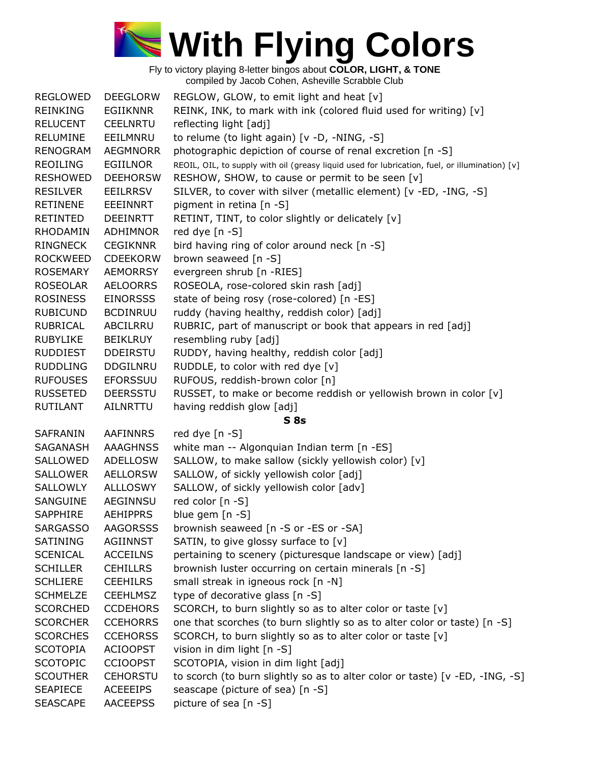# With Flying Colors

Fly to victory playing 8-letter bingos about **COLOR, LIGHT, & TONE**
compiled by Jacob Cohen, Asheville Scrabble Club

| | | |
|---|---|---|
| REGLOWED | DEEGLORW | REGLOW, GLOW, to emit light and heat [v] |
| REINKING | EGIIKNNR | REINK, INK, to mark with ink (colored fluid used for writing) [v] |
| RELUCENT | CEELNRTU | reflecting light [adj] |
| RELUMINE | EEILMNRU | to relume (to light again) [v -D, -NING, -S] |
| RENOGRAM | AEGMNORR | photographic depiction of course of renal excretion [n -S] |
| REOILING | EGIILNOR | REOIL, OIL, to supply with oil (greasy liquid used for lubrication, fuel, or illumination) [v] |
| RESHOWED | DEEHORSW | RESHOW, SHOW, to cause or permit to be seen [v] |
| RESILVER | EEILRRSV | SILVER, to cover with silver (metallic element) [v -ED, -ING, -S] |
| RETINENE | EEEINNRT | pigment in retina [n -S] |
| RETINTED | DEEINRTT | RETINT, TINT, to color slightly or delicately [v] |
| RHODAMIN | ADHIMNOR | red dye [n -S] |
| RINGNECK | CEGIKNNR | bird having ring of color around neck [n -S] |
| ROCKWEED | CDEEKORW | brown seaweed [n -S] |
| ROSEMARY | AEMORRSY | evergreen shrub [n -RIES] |
| ROSEOLAR | AELOORRS | ROSEOLA, rose-colored skin rash [adj] |
| ROSINESS | EINORSSS | state of being rosy (rose-colored) [n -ES] |
| RUBICUND | BCDINRUU | ruddy (having healthy, reddish color) [adj] |
| RUBRICAL | ABCILRRU | RUBRIC, part of manuscript or book that appears in red [adj] |
| RUBYLIKE | BEIKLRUY | resembling ruby [adj] |
| RUDDIEST | DDEIRSTU | RUDDY, having healthy, reddish color [adj] |
| RUDDLING | DDGILNRU | RUDDLE, to color with red dye [v] |
| RUFOUSES | EFORSSUU | RUFOUS, reddish-brown color [n] |
| RUSSETED | DEERSSTU | RUSSET, to make or become reddish or yellowish brown in color [v] |
| RUTILANT | AILNRTTU | having reddish glow [adj] |
| | | **S 8s** |
| SAFRANIN | AAFINNRS | red dye [n -S] |
| SAGANASH | AAAGHNSS | white man -- Algonquian Indian term [n -ES] |
| SALLOWED | ADELLOSW | SALLOW, to make sallow (sickly yellowish color) [v] |
| SALLOWER | AELLORSW | SALLOW, of sickly yellowish color [adj] |
| SALLOWLY | ALLLOSWY | SALLOW, of sickly yellowish color [adv] |
| SANGUINE | AEGINNSU | red color [n -S] |
| SAPPHIRE | AEHIPPRS | blue gem [n -S] |
| SARGASSO | AAGORSSS | brownish seaweed [n -S or -ES or -SA] |
| SATINING | AGIINNST | SATIN, to give glossy surface to [v] |
| SCENICAL | ACCEILNS | pertaining to scenery (picturesque landscape or view) [adj] |
| SCHILLER | CEHILLRS | brownish luster occurring on certain minerals [n -S] |
| SCHLIERE | CEEHILRS | small streak in igneous rock [n -N] |
| SCHMELZE | CEEHLMSZ | type of decorative glass [n -S] |
| SCORCHED | CCDEHORS | SCORCH, to burn slightly so as to alter color or taste [v] |
| SCORCHER | CCEHORRS | one that scorches (to burn slightly so as to alter color or taste) [n -S] |
| SCORCHES | CCEHORSS | SCORCH, to burn slightly so as to alter color or taste [v] |
| SCOTOPIA | ACIOOPST | vision in dim light [n -S] |
| SCOTOPIC | CCIOOPST | SCOTOPIA, vision in dim light [adj] |
| SCOUTHER | CEHORSTU | to scorch (to burn slightly so as to alter color or taste) [v -ED, -ING, -S] |
| SEAPIECE | ACEEEIPS | seascape (picture of sea) [n -S] |
| SEASCAPE | AACEEPSS | picture of sea [n -S] |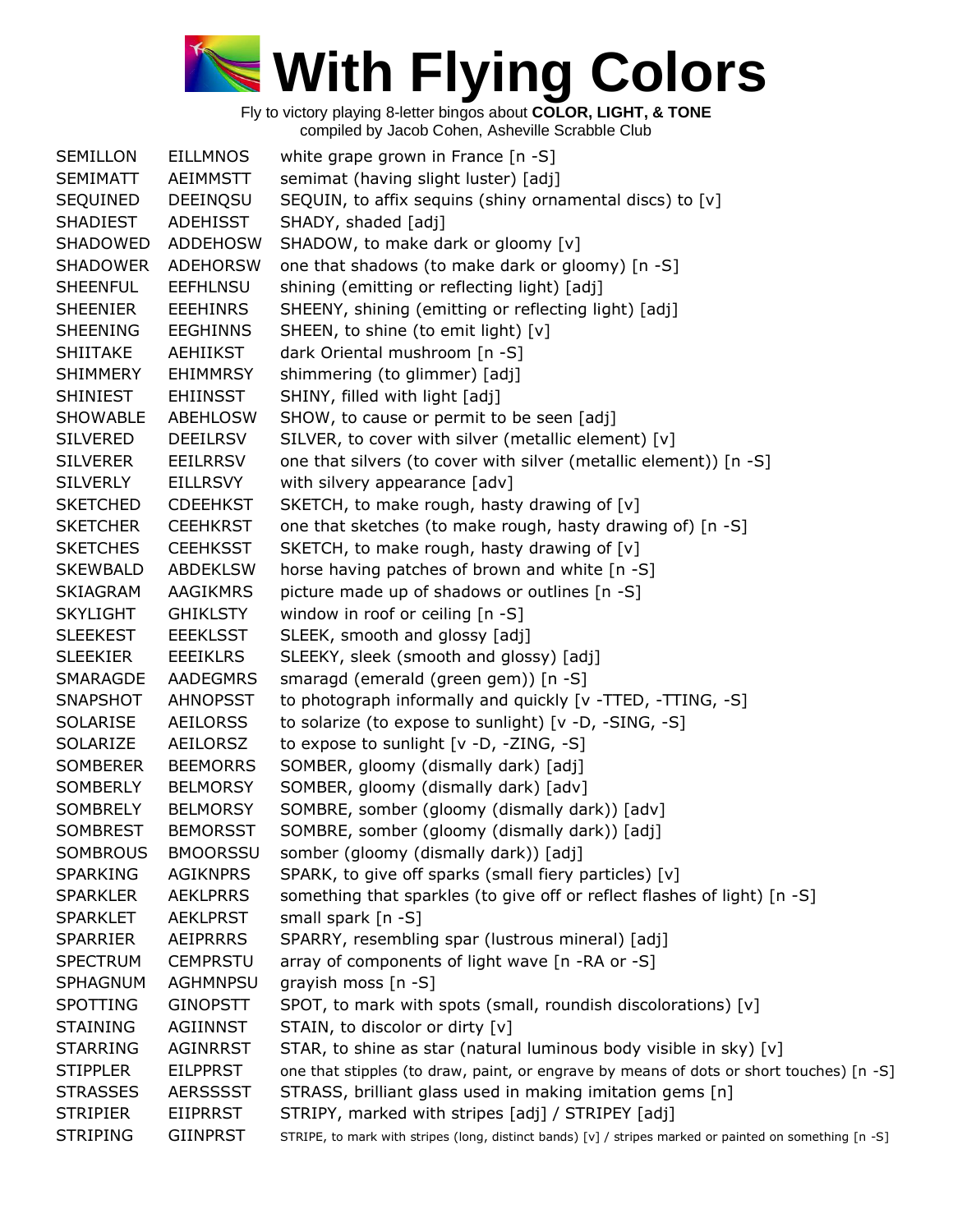# With Flying Colors

Fly to victory playing 8-letter bingos about **COLOR, LIGHT, & TONE**
compiled by Jacob Cohen, Asheville Scrabble Club

| | | |
|---|---|---|
| SEMILLON | EILLMNOS | white grape grown in France [n -S] |
| SEMIMATT | AEIMMSTT | semimat (having slight luster) [adj] |
| SEQUINED | DEEINQSU | SEQUIN, to affix sequins (shiny ornamental discs) to [v] |
| SHADIEST | ADEHISST | SHADY, shaded [adj] |
| SHADOWED | ADDEHOSW | SHADOW, to make dark or gloomy [v] |
| SHADOWER | ADEHORSW | one that shadows (to make dark or gloomy) [n -S] |
| SHEENFUL | EEFHLNSU | shining (emitting or reflecting light) [adj] |
| SHEENIER | EEEHINRS | SHEENY, shining (emitting or reflecting light) [adj] |
| SHEENING | EEGHINNS | SHEEN, to shine (to emit light) [v] |
| SHIITAKE | AEHIIKST | dark Oriental mushroom [n -S] |
| SHIMMERY | EHIMMRSY | shimmering (to glimmer) [adj] |
| SHINIEST | EHIINSST | SHINY, filled with light [adj] |
| SHOWABLE | ABEHLOSW | SHOW, to cause or permit to be seen [adj] |
| SILVERED | DEEILRSV | SILVER, to cover with silver (metallic element) [v] |
| SILVERER | EEILRRSV | one that silvers (to cover with silver (metallic element)) [n -S] |
| SILVERLY | EILLRSVY | with silvery appearance [adv] |
| SKETCHED | CDEEHKST | SKETCH, to make rough, hasty drawing of [v] |
| SKETCHER | CEEHKRST | one that sketches (to make rough, hasty drawing of) [n -S] |
| SKETCHES | CEEHKSST | SKETCH, to make rough, hasty drawing of [v] |
| SKEWBALD | ABDEKLSW | horse having patches of brown and white [n -S] |
| SKIAGRAM | AAGIKMRS | picture made up of shadows or outlines [n -S] |
| SKYLIGHT | GHIKLSTY | window in roof or ceiling [n -S] |
| SLEEKEST | EEEKLSST | SLEEK, smooth and glossy [adj] |
| SLEEKIER | EEEIKLRS | SLEEKY, sleek (smooth and glossy) [adj] |
| SMARAGDE | AADEGMRS | smaragd (emerald (green gem)) [n -S] |
| SNAPSHOT | AHNOPSST | to photograph informally and quickly [v -TTED, -TTING, -S] |
| SOLARISE | AEILORSS | to solarize (to expose to sunlight) [v -D, -SING, -S] |
| SOLARIZE | AEILORSZ | to expose to sunlight [v -D, -ZING, -S] |
| SOMBERER | BEEMORRS | SOMBER, gloomy (dismally dark) [adj] |
| SOMBERLY | BELMORSY | SOMBER, gloomy (dismally dark) [adv] |
| SOMBRELY | BELMORSY | SOMBRE, somber (gloomy (dismally dark)) [adv] |
| SOMBREST | BEMORSST | SOMBRE, somber (gloomy (dismally dark)) [adj] |
| SOMBROUS | BMOORSSU | somber (gloomy (dismally dark)) [adj] |
| SPARKING | AGIKNPRS | SPARK, to give off sparks (small fiery particles) [v] |
| SPARKLER | AEKLPRRS | something that sparkles (to give off or reflect flashes of light) [n -S] |
| SPARKLET | AEKLPRST | small spark [n -S] |
| SPARRIER | AEIPRRRS | SPARRY, resembling spar (lustrous mineral) [adj] |
| SPECTRUM | CEMPRSTU | array of components of light wave [n -RA or -S] |
| SPHAGNUM | AGHMNPSU | grayish moss [n -S] |
| SPOTTING | GINOPSTT | SPOT, to mark with spots (small, roundish discolorations) [v] |
| STAINING | AGIINNST | STAIN, to discolor or dirty [v] |
| STARRING | AGINRRST | STAR, to shine as star (natural luminous body visible in sky) [v] |
| STIPPLER | EILPPRST | one that stipples (to draw, paint, or engrave by means of dots or short touches) [n -S] |
| STRASSES | AERSSSST | STRASS, brilliant glass used in making imitation gems [n] |
| STRIPIER | EIIPRRST | STRIPY, marked with stripes [adj] / STRIPEY [adj] |
| STRIPING | GIINPRST | STRIPE, to mark with stripes (long, distinct bands) [v] / stripes marked or painted on something [n -S] |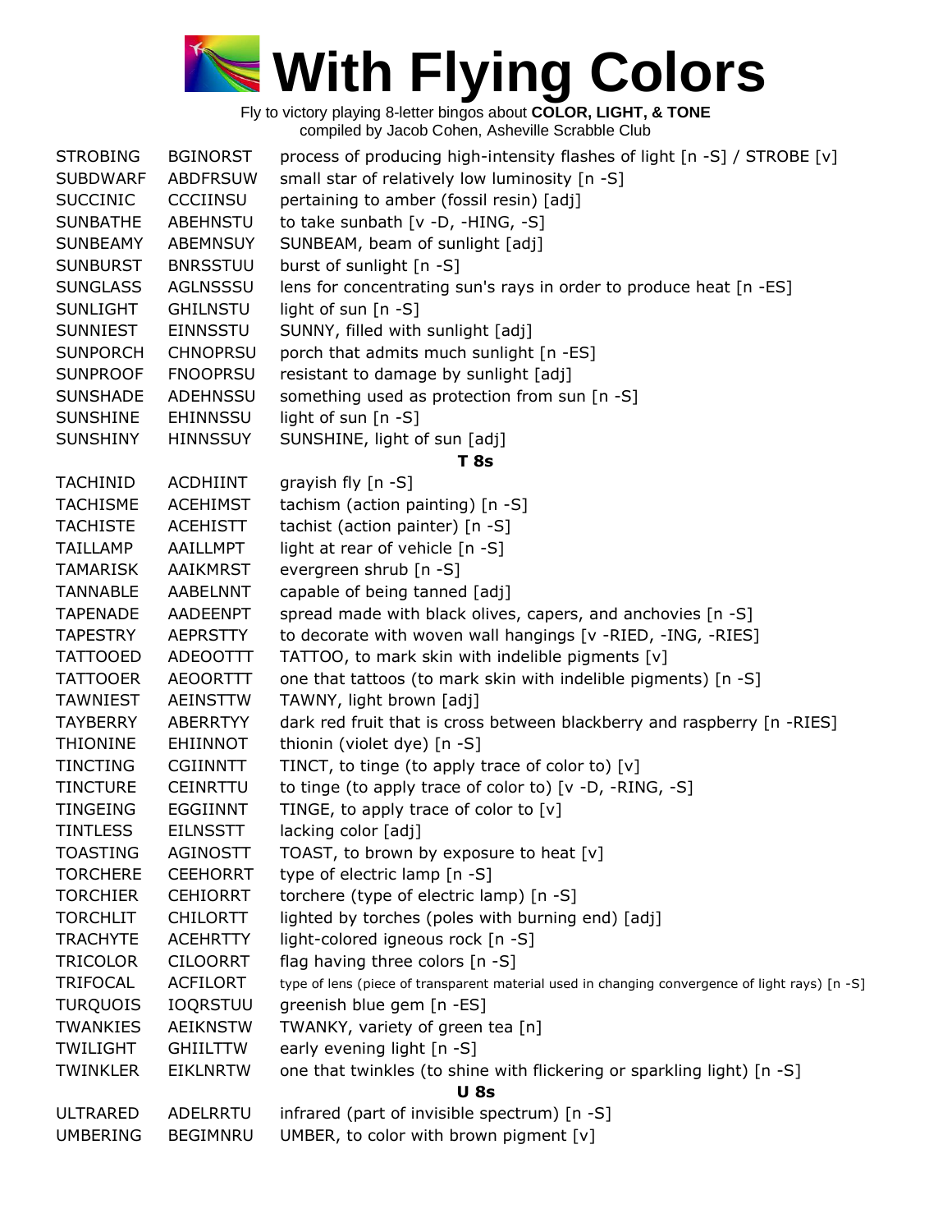# With Flying Colors

Fly to victory playing 8-letter bingos about **COLOR, LIGHT, & TONE**
compiled by Jacob Cohen, Asheville Scrabble Club

| | | |
|---|---|---|
| STROBING | BGINORST | process of producing high-intensity flashes of light [n -S] / STROBE [v] |
| SUBDWARF | ABDFRSUW | small star of relatively low luminosity [n -S] |
| SUCCINIC | CCCIINSU | pertaining to amber (fossil resin) [adj] |
| SUNBATHE | ABEHNSTU | to take sunbath [v -D, -HING, -S] |
| SUNBEAMY | ABEMNSUY | SUNBEAM, beam of sunlight [adj] |
| SUNBURST | BNRSSTUU | burst of sunlight [n -S] |
| SUNGLASS | AGLNSSSU | lens for concentrating sun's rays in order to produce heat [n -ES] |
| SUNLIGHT | GHILNSTU | light of sun [n -S] |
| SUNNIEST | EINNSSTU | SUNNY, filled with sunlight [adj] |
| SUNPORCH | CHNOPRSU | porch that admits much sunlight [n -ES] |
| SUNPROOF | FNOOPRSU | resistant to damage by sunlight [adj] |
| SUNSHADE | ADEHNSSU | something used as protection from sun [n -S] |
| SUNSHINE | EHINNSSU | light of sun [n -S] |
| SUNSHINY | HINNSSUY | SUNSHINE, light of sun [adj] |
| | | **T 8s** |
| TACHINID | ACDHIINT | grayish fly [n -S] |
| TACHISME | ACEHIMST | tachism (action painting) [n -S] |
| TACHISTE | ACEHISTT | tachist (action painter) [n -S] |
| TAILLAMP | AAILLMPT | light at rear of vehicle [n -S] |
| TAMARISK | AAIKMRST | evergreen shrub [n -S] |
| TANNABLE | AABELNNT | capable of being tanned [adj] |
| TAPENADE | AADEENPT | spread made with black olives, capers, and anchovies [n -S] |
| TAPESTRY | AEPRSTTY | to decorate with woven wall hangings [v -RIED, -ING, -RIES] |
| TATTOOED | ADEOOTTT | TATTOO, to mark skin with indelible pigments [v] |
| TATTOOER | AEOORTTT | one that tattoos (to mark skin with indelible pigments) [n -S] |
| TAWNIEST | AEINSTTW | TAWNY, light brown [adj] |
| TAYBERRY | ABERRTYY | dark red fruit that is cross between blackberry and raspberry [n -RIES] |
| THIONINE | EHIINNOT | thionin (violet dye) [n -S] |
| TINCTING | CGIINNTT | TINCT, to tinge (to apply trace of color to) [v] |
| TINCTURE | CEINRTTU | to tinge (to apply trace of color to) [v -D, -RING, -S] |
| TINGEING | EGGIINNT | TINGE, to apply trace of color to [v] |
| TINTLESS | EILNSSTT | lacking color [adj] |
| TOASTING | AGINOSTT | TOAST, to brown by exposure to heat [v] |
| TORCHERE | CEEHORRT | type of electric lamp [n -S] |
| TORCHIER | CEHIORRT | torchere (type of electric lamp) [n -S] |
| TORCHLIT | CHILORTT | lighted by torches (poles with burning end) [adj] |
| TRACHYTE | ACEHRTTY | light-colored igneous rock [n -S] |
| TRICOLOR | CILOORRT | flag having three colors [n -S] |
| TRIFOCAL | ACFILORT | type of lens (piece of transparent material used in changing convergence of light rays) [n -S] |
| TURQUOIS | IOQRSTUU | greenish blue gem [n -ES] |
| TWANKIES | AEIKNSTW | TWANKY, variety of green tea [n] |
| TWILIGHT | GHIILTTW | early evening light [n -S] |
| TWINKLER | EIKLNRTW | one that twinkles (to shine with flickering or sparkling light) [n -S] |
| | | **U 8s** |
| ULTRARED | ADELRRTU | infrared (part of invisible spectrum) [n -S] |
| UMBERING | BEGIMNRU | UMBER, to color with brown pigment [v] |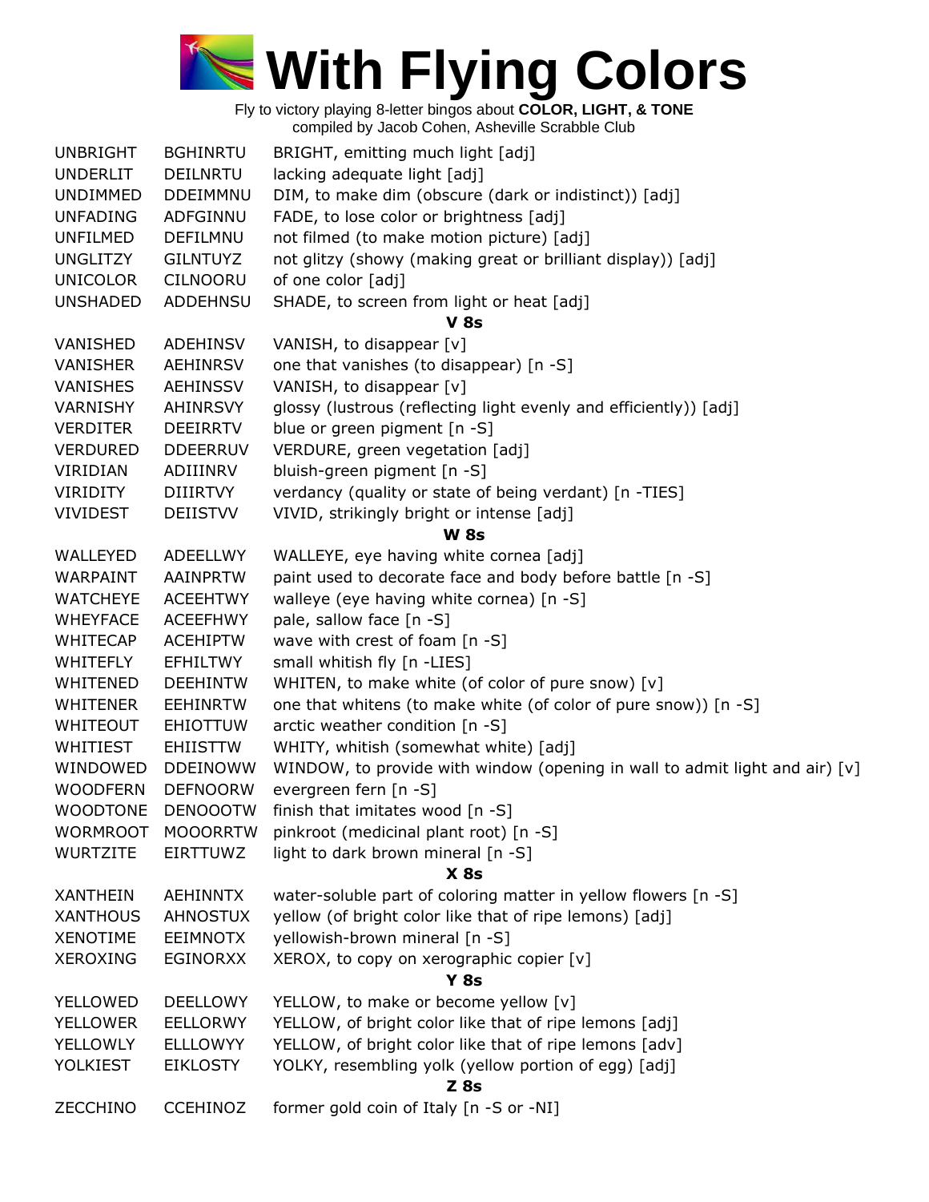# With Flying Colors

Fly to victory playing 8-letter bingos about **COLOR, LIGHT, & TONE**
compiled by Jacob Cohen, Asheville Scrabble Club

| | | |
|---|---|---|
| UNBRIGHT | BGHINRTU | BRIGHT, emitting much light [adj] |
| UNDERLIT | DEILNRTU | lacking adequate light [adj] |
| UNDIMMED | DDEIMMNU | DIM, to make dim (obscure (dark or indistinct)) [adj] |
| UNFADING | ADFGINNU | FADE, to lose color or brightness [adj] |
| UNFILMED | DEFILMNU | not filmed (to make motion picture) [adj] |
| UNGLITZY | GILNTUYZ | not glitzy (showy (making great or brilliant display)) [adj] |
| UNICOLOR | CILNOORU | of one color [adj] |
| UNSHADED | ADDEHNSU | SHADE, to screen from light or heat [adj] |
| | | **V 8s** |
| VANISHED | ADEHINSV | VANISH, to disappear [v] |
| VANISHER | AEHINRSV | one that vanishes (to disappear) [n -S] |
| VANISHES | AEHINSSV | VANISH, to disappear [v] |
| VARNISHY | AHINRSVY | glossy (lustrous (reflecting light evenly and efficiently)) [adj] |
| VERDITER | DEEIRRTV | blue or green pigment [n -S] |
| VERDURED | DDEERRUV | VERDURE, green vegetation [adj] |
| VIRIDIAN | ADIIINRV | bluish-green pigment [n -S] |
| VIRIDITY | DIIIRTVY | verdancy (quality or state of being verdant) [n -TIES] |
| VIVIDEST | DEIISTVV | VIVID, strikingly bright or intense [adj] |
| | | **W 8s** |
| WALLEYED | ADEELLWY | WALLEYE, eye having white cornea [adj] |
| WARPAINT | AAINPRTW | paint used to decorate face and body before battle [n -S] |
| WATCHEYE | ACEEHTWY | walleye (eye having white cornea) [n -S] |
| WHEYFACE | ACEEFHWY | pale, sallow face [n -S] |
| WHITECAP | ACEHIPTW | wave with crest of foam [n -S] |
| WHITEFLY | EFHILTWY | small whitish fly [n -LIES] |
| WHITENED | DEEHINTW | WHITEN, to make white (of color of pure snow) [v] |
| WHITENER | EEHINRTW | one that whitens (to make white (of color of pure snow)) [n -S] |
| WHITEOUT | EHIOTTUW | arctic weather condition [n -S] |
| WHITIEST | EHIISTTW | WHITY, whitish (somewhat white) [adj] |
| WINDOWED | DDEINOWW | WINDOW, to provide with window (opening in wall to admit light and air) [v] |
| WOODFERN | DEFNOORW | evergreen fern [n -S] |
| WOODTONE | DENOOOTW | finish that imitates wood [n -S] |
| WORMROOT | MOOORRTW | pinkroot (medicinal plant root) [n -S] |
| WURTZITE | EIRTTUWZ | light to dark brown mineral [n -S] |
| | | **X 8s** |
| XANTHEIN | AEHINNTX | water-soluble part of coloring matter in yellow flowers [n -S] |
| XANTHOUS | AHNOSTUX | yellow (of bright color like that of ripe lemons) [adj] |
| XENOTIME | EEIMNOTX | yellowish-brown mineral [n -S] |
| XEROXING | EGINORXX | XEROX, to copy on xerographic copier [v] |
| | | **Y 8s** |
| YELLOWED | DEELLOWY | YELLOW, to make or become yellow [v] |
| YELLOWER | EELLORWY | YELLOW, of bright color like that of ripe lemons [adj] |
| YELLOWLY | ELLLOWYY | YELLOW, of bright color like that of ripe lemons [adv] |
| YOLKIEST | EIKLOSTY | YOLKY, resembling yolk (yellow portion of egg) [adj] |
| | | **Z 8s** |
| ZECCHINO | CCEHINOZ | former gold coin of Italy [n -S or -NI] |